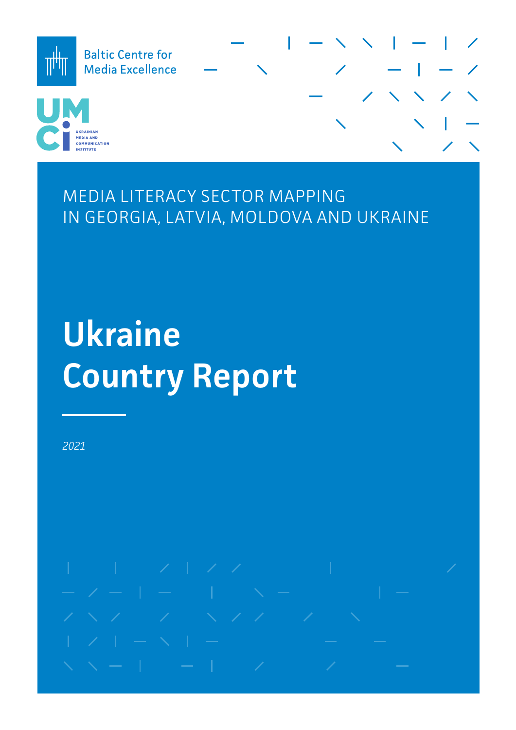Baltic Centre for Media Excellence

UMCI — Ukrainian Media and Communication Institute

MEDIA LITERACY SECTOR MAPPING IN GEORGIA, LATVIA, MOLDOVA AND UKRAINE

# Ukraine Country Report

*2021*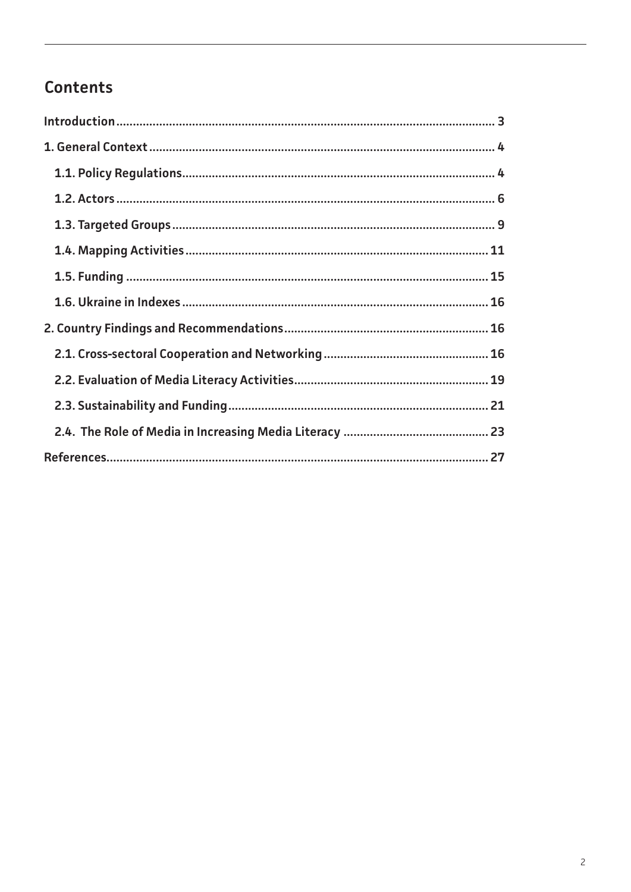## Contents

- Introduction ... 3
- 1. General Context ... 4
  - 1.1. Policy Regulations ... 4
  - 1.2. Actors ... 6
  - 1.3. Targeted Groups ... 9
  - 1.4. Mapping Activities ... 11
  - 1.5. Funding ... 15
  - 1.6. Ukraine in Indexes ... 16
- 2. Country Findings and Recommendations ... 16
  - 2.1. Cross-sectoral Cooperation and Networking ... 16
  - 2.2. Evaluation of Media Literacy Activities ... 19
  - 2.3. Sustainability and Funding ... 21
  - 2.4. The Role of Media in Increasing Media Literacy ... 23
- References ... 27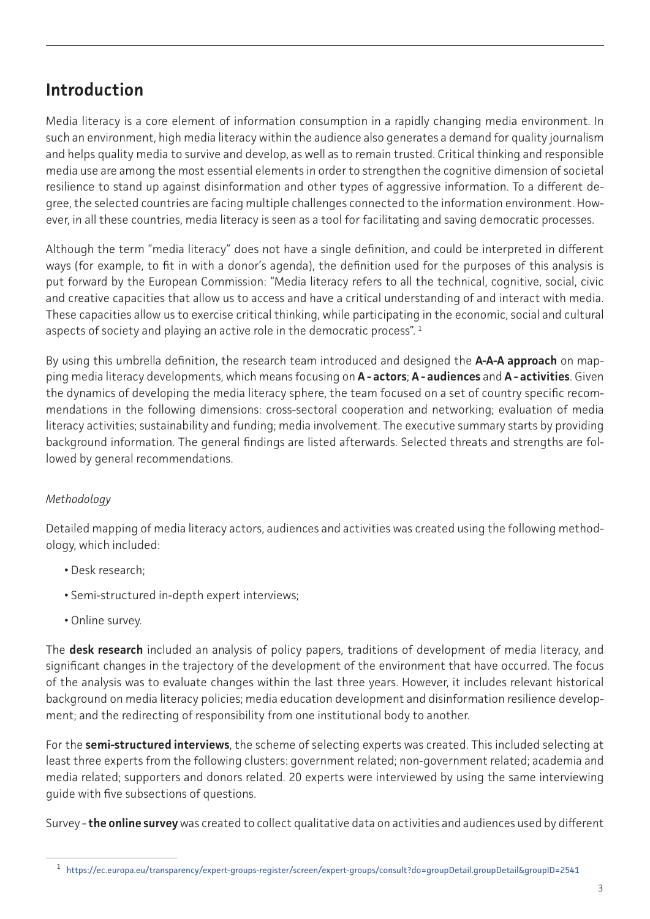## Introduction

Media literacy is a core element of information consumption in a rapidly changing media environment. In such an environment, high media literacy within the audience also generates a demand for quality journalism and helps quality media to survive and develop, as well as to remain trusted. Critical thinking and responsible media use are among the most essential elements in order to strengthen the cognitive dimension of societal resilience to stand up against disinformation and other types of aggressive information. To a different degree, the selected countries are facing multiple challenges connected to the information environment. However, in all these countries, media literacy is seen as a tool for facilitating and saving democratic processes.

Although the term "media literacy" does not have a single definition, and could be interpreted in different ways (for example, to fit in with a donor's agenda), the definition used for the purposes of this analysis is put forward by the European Commission: "Media literacy refers to all the technical, cognitive, social, civic and creative capacities that allow us to access and have a critical understanding of and interact with media. These capacities allow us to exercise critical thinking, while participating in the economic, social and cultural aspects of society and playing an active role in the democratic process". [1]

By using this umbrella definition, the research team introduced and designed the **A-A-A approach** on mapping media literacy developments, which means focusing on **A - actors**; **A - audiences** and **A - activities**. Given the dynamics of developing the media literacy sphere, the team focused on a set of country specific recommendations in the following dimensions: cross-sectoral cooperation and networking; evaluation of media literacy activities; sustainability and funding; media involvement. The executive summary starts by providing background information. The general findings are listed afterwards. Selected threats and strengths are followed by general recommendations.

*Methodology*

Detailed mapping of media literacy actors, audiences and activities was created using the following methodology, which included:

- Desk research;
- Semi-structured in-depth expert interviews;
- Online survey.

The **desk research** included an analysis of policy papers, traditions of development of media literacy, and significant changes in the trajectory of the development of the environment that have occurred. The focus of the analysis was to evaluate changes within the last three years. However, it includes relevant historical background on media literacy policies; media education development and disinformation resilience development; and the redirecting of responsibility from one institutional body to another.

For the **semi-structured interviews**, the scheme of selecting experts was created. This included selecting at least three experts from the following clusters: government related; non-government related; academia and media related; supporters and donors related. 20 experts were interviewed by using the same interviewing guide with five subsections of questions.

Survey - **the online survey** was created to collect qualitative data on activities and audiences used by different

[1] https://ec.europa.eu/transparency/expert-groups-register/screen/expert-groups/consult?do=groupDetail.groupDetail&groupID=2541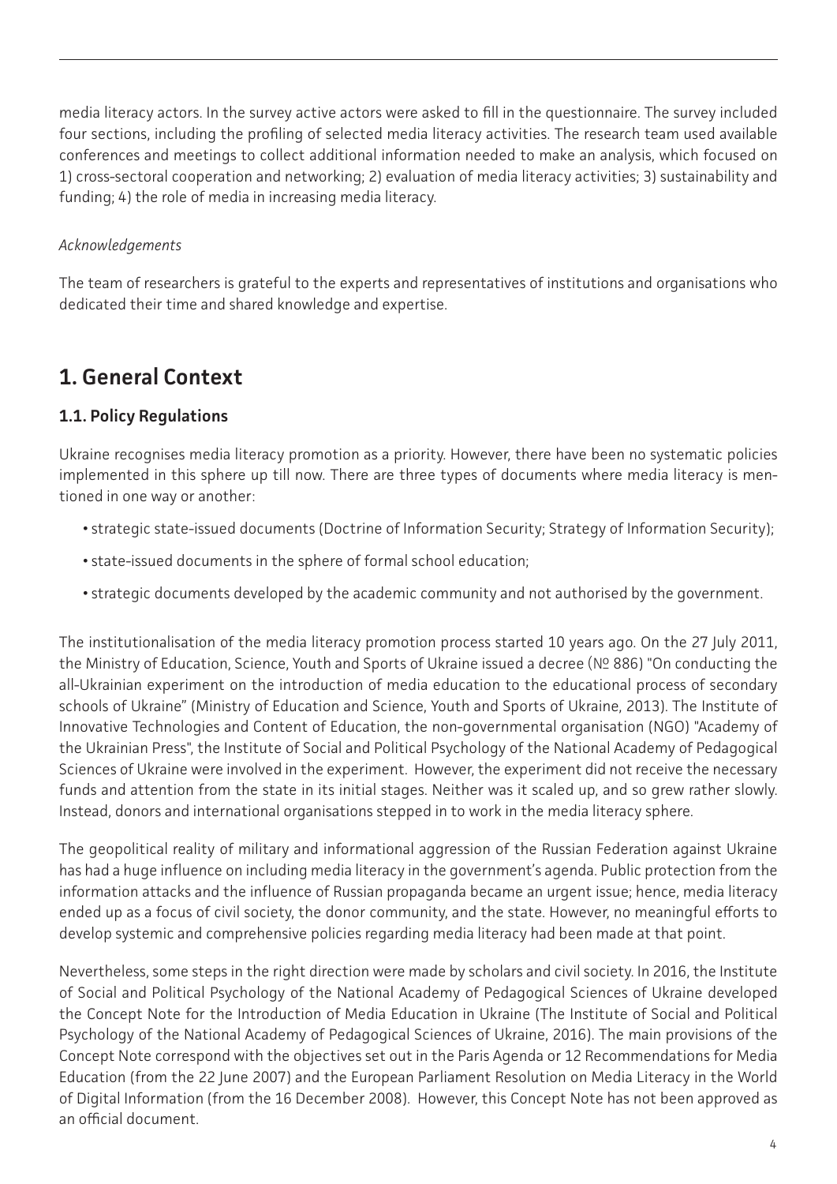media literacy actors. In the survey active actors were asked to fill in the questionnaire. The survey included four sections, including the profiling of selected media literacy activities. The research team used available conferences and meetings to collect additional information needed to make an analysis, which focused on 1) cross-sectoral cooperation and networking; 2) evaluation of media literacy activities; 3) sustainability and funding; 4) the role of media in increasing media literacy.

*Acknowledgements*

The team of researchers is grateful to the experts and representatives of institutions and organisations who dedicated their time and shared knowledge and expertise.

# 1. General Context

## 1.1. Policy Regulations

Ukraine recognises media literacy promotion as a priority. However, there have been no systematic policies implemented in this sphere up till now. There are three types of documents where media literacy is mentioned in one way or another:

- strategic state-issued documents (Doctrine of Information Security; Strategy of Information Security);
- state-issued documents in the sphere of formal school education;
- strategic documents developed by the academic community and not authorised by the government.

The institutionalisation of the media literacy promotion process started 10 years ago. On the 27 July 2011, the Ministry of Education, Science, Youth and Sports of Ukraine issued a decree (№ 886) "On conducting the all-Ukrainian experiment on the introduction of media education to the educational process of secondary schools of Ukraine" (Ministry of Education and Science, Youth and Sports of Ukraine, 2013). The Institute of Innovative Technologies and Content of Education, the non-governmental organisation (NGO) "Academy of the Ukrainian Press", the Institute of Social and Political Psychology of the National Academy of Pedagogical Sciences of Ukraine were involved in the experiment. However, the experiment did not receive the necessary funds and attention from the state in its initial stages. Neither was it scaled up, and so grew rather slowly. Instead, donors and international organisations stepped in to work in the media literacy sphere.

The geopolitical reality of military and informational aggression of the Russian Federation against Ukraine has had a huge influence on including media literacy in the government's agenda. Public protection from the information attacks and the influence of Russian propaganda became an urgent issue; hence, media literacy ended up as a focus of civil society, the donor community, and the state. However, no meaningful efforts to develop systemic and comprehensive policies regarding media literacy had been made at that point.

Nevertheless, some steps in the right direction were made by scholars and civil society. In 2016, the Institute of Social and Political Psychology of the National Academy of Pedagogical Sciences of Ukraine developed the Concept Note for the Introduction of Media Education in Ukraine (The Institute of Social and Political Psychology of the National Academy of Pedagogical Sciences of Ukraine, 2016). The main provisions of the Concept Note correspond with the objectives set out in the Paris Agenda or 12 Recommendations for Media Education (from the 22 June 2007) and the European Parliament Resolution on Media Literacy in the World of Digital Information (from the 16 December 2008). However, this Concept Note has not been approved as an official document.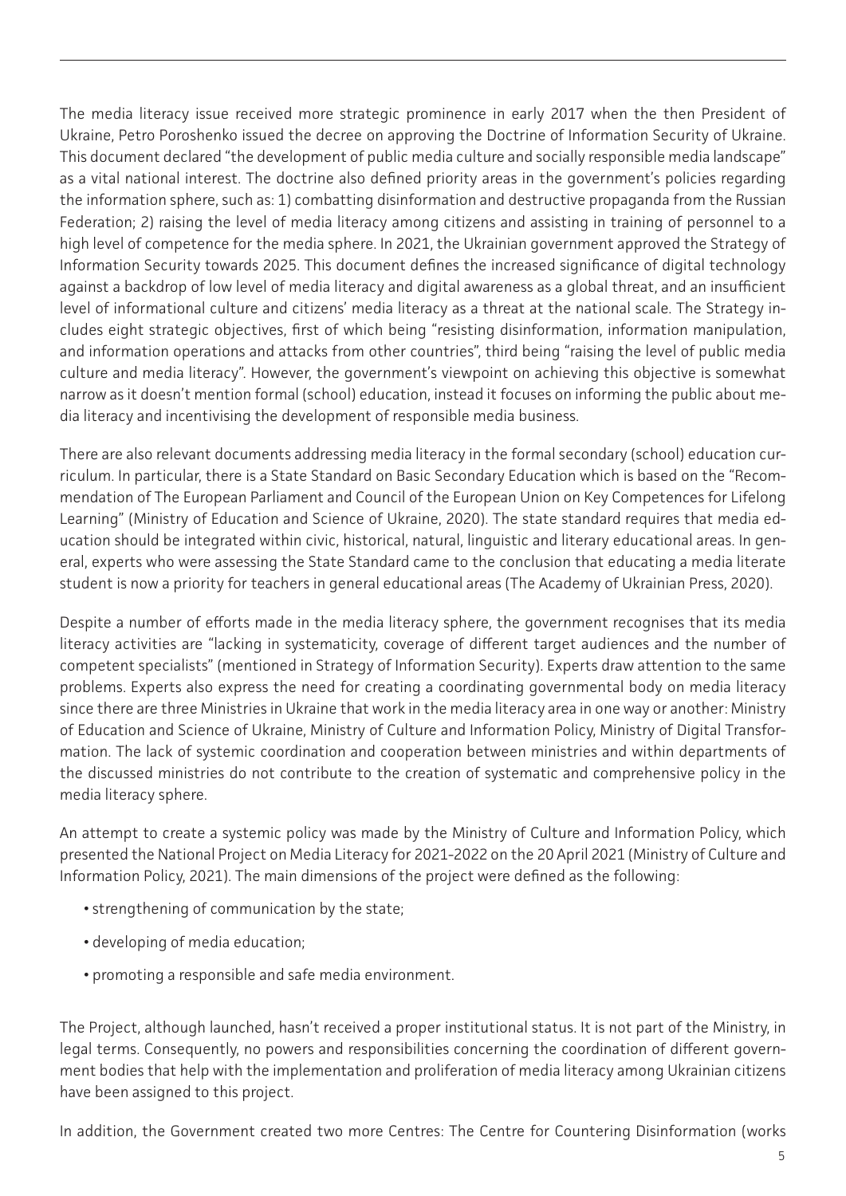The media literacy issue received more strategic prominence in early 2017 when the then President of Ukraine, Petro Poroshenko issued the decree on approving the Doctrine of Information Security of Ukraine. This document declared "the development of public media culture and socially responsible media landscape" as a vital national interest. The doctrine also defined priority areas in the government's policies regarding the information sphere, such as: 1) combatting disinformation and destructive propaganda from the Russian Federation; 2) raising the level of media literacy among citizens and assisting in training of personnel to a high level of competence for the media sphere. In 2021, the Ukrainian government approved the Strategy of Information Security towards 2025. This document defines the increased significance of digital technology against a backdrop of low level of media literacy and digital awareness as a global threat, and an insufficient level of informational culture and citizens' media literacy as a threat at the national scale. The Strategy includes eight strategic objectives, first of which being "resisting disinformation, information manipulation, and information operations and attacks from other countries", third being "raising the level of public media culture and media literacy". However, the government's viewpoint on achieving this objective is somewhat narrow as it doesn't mention formal (school) education, instead it focuses on informing the public about media literacy and incentivising the development of responsible media business.

There are also relevant documents addressing media literacy in the formal secondary (school) education curriculum. In particular, there is a State Standard on Basic Secondary Education which is based on the "Recommendation of The European Parliament and Council of the European Union on Key Competences for Lifelong Learning" (Ministry of Education and Science of Ukraine, 2020). The state standard requires that media education should be integrated within civic, historical, natural, linguistic and literary educational areas. In general, experts who were assessing the State Standard came to the conclusion that educating a media literate student is now a priority for teachers in general educational areas (The Academy of Ukrainian Press, 2020).

Despite a number of efforts made in the media literacy sphere, the government recognises that its media literacy activities are "lacking in systematicity, coverage of different target audiences and the number of competent specialists" (mentioned in Strategy of Information Security). Experts draw attention to the same problems. Experts also express the need for creating a coordinating governmental body on media literacy since there are three Ministries in Ukraine that work in the media literacy area in one way or another: Ministry of Education and Science of Ukraine, Ministry of Culture and Information Policy, Ministry of Digital Transformation. The lack of systemic coordination and cooperation between ministries and within departments of the discussed ministries do not contribute to the creation of systematic and comprehensive policy in the media literacy sphere.

An attempt to create a systemic policy was made by the Ministry of Culture and Information Policy, which presented the National Project on Media Literacy for 2021-2022 on the 20 April 2021 (Ministry of Culture and Information Policy, 2021). The main dimensions of the project were defined as the following:

- strengthening of communication by the state;
- developing of media education;
- promoting a responsible and safe media environment.

The Project, although launched, hasn't received a proper institutional status. It is not part of the Ministry, in legal terms. Consequently, no powers and responsibilities concerning the coordination of different government bodies that help with the implementation and proliferation of media literacy among Ukrainian citizens have been assigned to this project.

In addition, the Government created two more Centres: The Centre for Countering Disinformation (works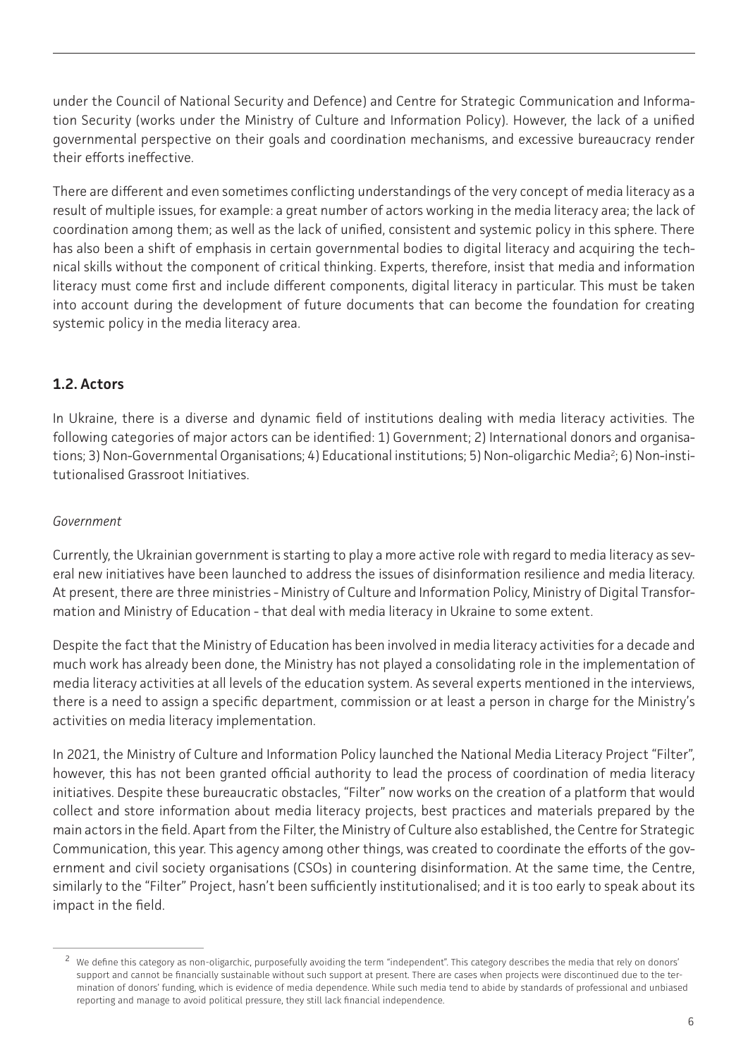under the Council of National Security and Defence) and Centre for Strategic Communication and Information Security (works under the Ministry of Culture and Information Policy). However, the lack of a unified governmental perspective on their goals and coordination mechanisms, and excessive bureaucracy render their efforts ineffective.

There are different and even sometimes conflicting understandings of the very concept of media literacy as a result of multiple issues, for example: a great number of actors working in the media literacy area; the lack of coordination among them; as well as the lack of unified, consistent and systemic policy in this sphere. There has also been a shift of emphasis in certain governmental bodies to digital literacy and acquiring the technical skills without the component of critical thinking. Experts, therefore, insist that media and information literacy must come first and include different components, digital literacy in particular. This must be taken into account during the development of future documents that can become the foundation for creating systemic policy in the media literacy area.

## 1.2. Actors

In Ukraine, there is a diverse and dynamic field of institutions dealing with media literacy activities. The following categories of major actors can be identified: 1) Government; 2) International donors and organisations; 3) Non-Governmental Organisations; 4) Educational institutions; 5) Non-oligarchic Media[2]; 6) Non-institutionalised Grassroot Initiatives.

*Government*

Currently, the Ukrainian government is starting to play a more active role with regard to media literacy as several new initiatives have been launched to address the issues of disinformation resilience and media literacy. At present, there are three ministries - Ministry of Culture and Information Policy, Ministry of Digital Transformation and Ministry of Education - that deal with media literacy in Ukraine to some extent.

Despite the fact that the Ministry of Education has been involved in media literacy activities for a decade and much work has already been done, the Ministry has not played a consolidating role in the implementation of media literacy activities at all levels of the education system. As several experts mentioned in the interviews, there is a need to assign a specific department, commission or at least a person in charge for the Ministry's activities on media literacy implementation.

In 2021, the Ministry of Culture and Information Policy launched the National Media Literacy Project "Filter", however, this has not been granted official authority to lead the process of coordination of media literacy initiatives. Despite these bureaucratic obstacles, "Filter" now works on the creation of a platform that would collect and store information about media literacy projects, best practices and materials prepared by the main actors in the field. Apart from the Filter, the Ministry of Culture also established, the Centre for Strategic Communication, this year. This agency among other things, was created to coordinate the efforts of the government and civil society organisations (CSOs) in countering disinformation. At the same time, the Centre, similarly to the "Filter" Project, hasn't been sufficiently institutionalised; and it is too early to speak about its impact in the field.

---

[2] We define this category as non-oligarchic, purposefully avoiding the term "independent". This category describes the media that rely on donors' support and cannot be financially sustainable without such support at present. There are cases when projects were discontinued due to the termination of donors' funding, which is evidence of media dependence. While such media tend to abide by standards of professional and unbiased reporting and manage to avoid political pressure, they still lack financial independence.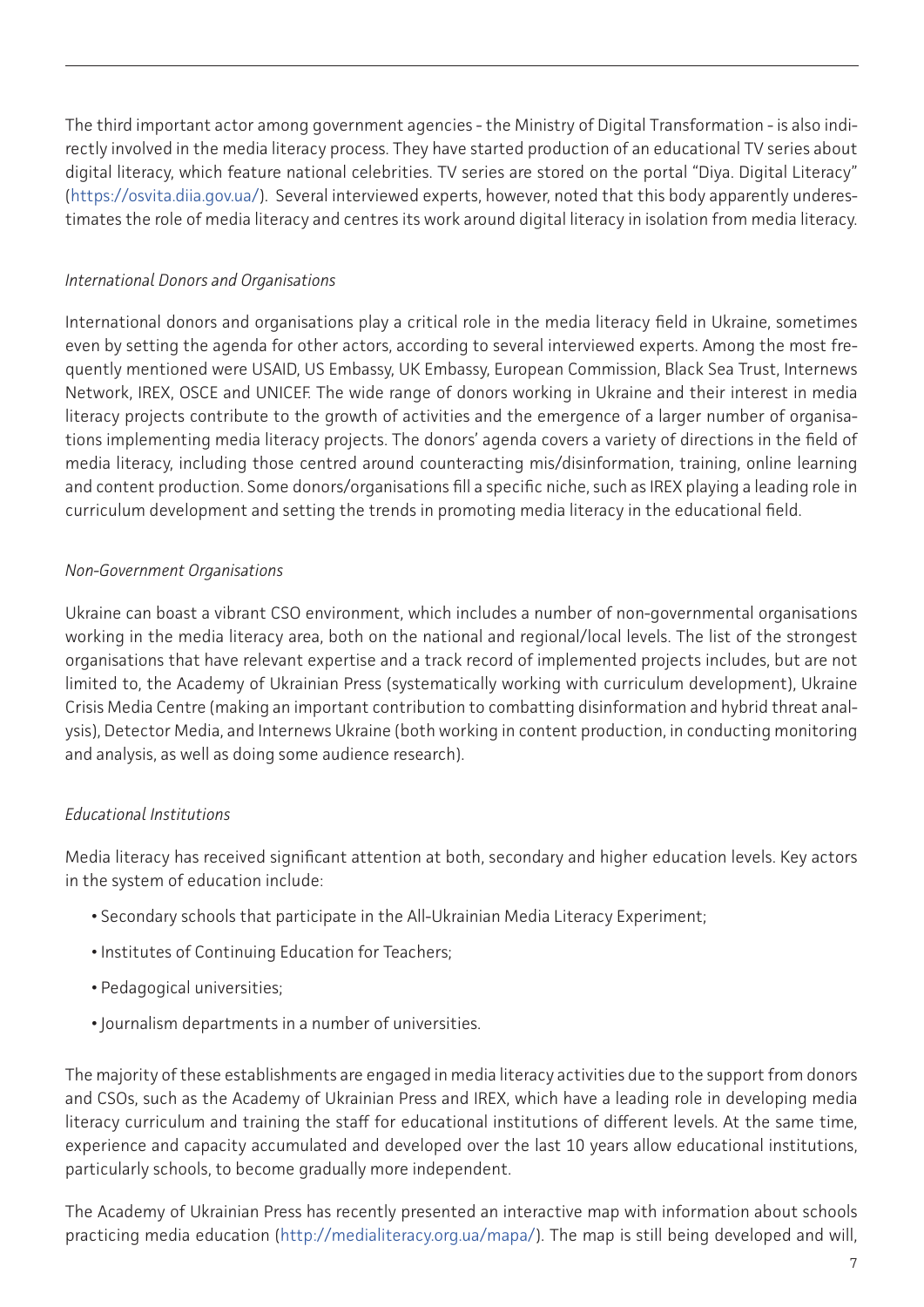The third important actor among government agencies - the Ministry of Digital Transformation - is also indirectly involved in the media literacy process. They have started production of an educational TV series about digital literacy, which feature national celebrities. TV series are stored on the portal "Diya. Digital Literacy" (https://osvita.diia.gov.ua/). Several interviewed experts, however, noted that this body apparently underestimates the role of media literacy and centres its work around digital literacy in isolation from media literacy.

*International Donors and Organisations*

International donors and organisations play a critical role in the media literacy field in Ukraine, sometimes even by setting the agenda for other actors, according to several interviewed experts. Among the most frequently mentioned were USAID, US Embassy, UK Embassy, European Commission, Black Sea Trust, Internews Network, IREX, OSCE and UNICEF. The wide range of donors working in Ukraine and their interest in media literacy projects contribute to the growth of activities and the emergence of a larger number of organisations implementing media literacy projects. The donors' agenda covers a variety of directions in the field of media literacy, including those centred around counteracting mis/disinformation, training, online learning and content production. Some donors/organisations fill a specific niche, such as IREX playing a leading role in curriculum development and setting the trends in promoting media literacy in the educational field.

*Non-Government Organisations*

Ukraine can boast a vibrant CSO environment, which includes a number of non-governmental organisations working in the media literacy area, both on the national and regional/local levels. The list of the strongest organisations that have relevant expertise and a track record of implemented projects includes, but are not limited to, the Academy of Ukrainian Press (systematically working with curriculum development), Ukraine Crisis Media Centre (making an important contribution to combatting disinformation and hybrid threat analysis), Detector Media, and Internews Ukraine (both working in content production, in conducting monitoring and analysis, as well as doing some audience research).

*Educational Institutions*

Media literacy has received significant attention at both, secondary and higher education levels. Key actors in the system of education include:

- Secondary schools that participate in the All-Ukrainian Media Literacy Experiment;
- Institutes of Continuing Education for Teachers;
- Pedagogical universities;
- Journalism departments in a number of universities.

The majority of these establishments are engaged in media literacy activities due to the support from donors and CSOs, such as the Academy of Ukrainian Press and IREX, which have a leading role in developing media literacy curriculum and training the staff for educational institutions of different levels. At the same time, experience and capacity accumulated and developed over the last 10 years allow educational institutions, particularly schools, to become gradually more independent.

The Academy of Ukrainian Press has recently presented an interactive map with information about schools practicing media education (http://medialiteracy.org.ua/mapa/). The map is still being developed and will,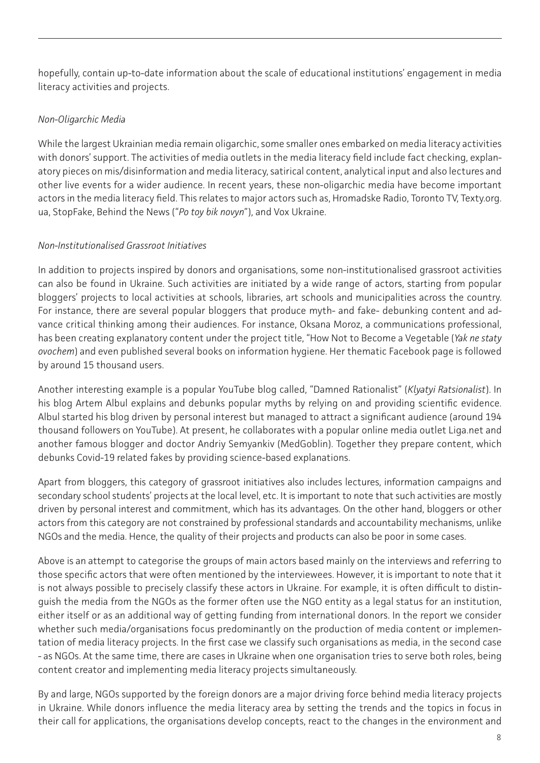hopefully, contain up-to-date information about the scale of educational institutions' engagement in media literacy activities and projects.

*Non-Oligarchic Media*

While the largest Ukrainian media remain oligarchic, some smaller ones embarked on media literacy activities with donors' support. The activities of media outlets in the media literacy field include fact checking, explanatory pieces on mis/disinformation and media literacy, satirical content, analytical input and also lectures and other live events for a wider audience. In recent years, these non-oligarchic media have become important actors in the media literacy field. This relates to major actors such as, Hromadske Radio, Toronto TV, Texty.org.ua, StopFake, Behind the News ("*Po toy bik novyn*"), and Vox Ukraine.

*Non-Institutionalised Grassroot Initiatives*

In addition to projects inspired by donors and organisations, some non-institutionalised grassroot activities can also be found in Ukraine. Such activities are initiated by a wide range of actors, starting from popular bloggers' projects to local activities at schools, libraries, art schools and municipalities across the country. For instance, there are several popular bloggers that produce myth- and fake- debunking content and advance critical thinking among their audiences. For instance, Oksana Moroz, a communications professional, has been creating explanatory content under the project title, "How Not to Become a Vegetable (*Yak ne staty ovochem*) and even published several books on information hygiene. Her thematic Facebook page is followed by around 15 thousand users.

Another interesting example is a popular YouTube blog called, "Damned Rationalist" (*Klyatyi Ratsionalist*). In his blog Artem Albul explains and debunks popular myths by relying on and providing scientific evidence. Albul started his blog driven by personal interest but managed to attract a significant audience (around 194 thousand followers on YouTube). At present, he collaborates with a popular online media outlet Liga.net and another famous blogger and doctor Andriy Semyankiv (MedGoblin). Together they prepare content, which debunks Covid-19 related fakes by providing science-based explanations.

Apart from bloggers, this category of grassroot initiatives also includes lectures, information campaigns and secondary school students' projects at the local level, etc. It is important to note that such activities are mostly driven by personal interest and commitment, which has its advantages. On the other hand, bloggers or other actors from this category are not constrained by professional standards and accountability mechanisms, unlike NGOs and the media. Hence, the quality of their projects and products can also be poor in some cases.

Above is an attempt to categorise the groups of main actors based mainly on the interviews and referring to those specific actors that were often mentioned by the interviewees. However, it is important to note that it is not always possible to precisely classify these actors in Ukraine. For example, it is often difficult to distinguish the media from the NGOs as the former often use the NGO entity as a legal status for an institution, either itself or as an additional way of getting funding from international donors. In the report we consider whether such media/organisations focus predominantly on the production of media content or implementation of media literacy projects. In the first case we classify such organisations as media, in the second case - as NGOs. At the same time, there are cases in Ukraine when one organisation tries to serve both roles, being content creator and implementing media literacy projects simultaneously.

By and large, NGOs supported by the foreign donors are a major driving force behind media literacy projects in Ukraine. While donors influence the media literacy area by setting the trends and the topics in focus in their call for applications, the organisations develop concepts, react to the changes in the environment and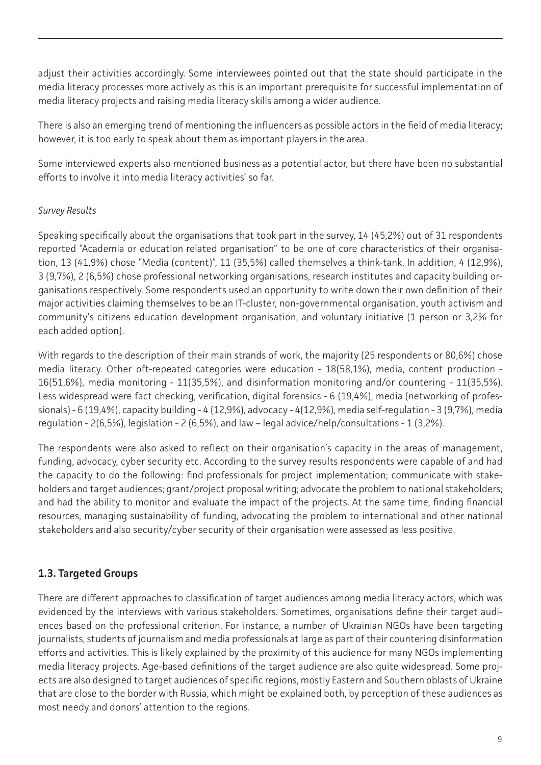adjust their activities accordingly. Some interviewees pointed out that the state should participate in the media literacy processes more actively as this is an important prerequisite for successful implementation of media literacy projects and raising media literacy skills among a wider audience.

There is also an emerging trend of mentioning the influencers as possible actors in the field of media literacy; however, it is too early to speak about them as important players in the area.

Some interviewed experts also mentioned business as a potential actor, but there have been no substantial efforts to involve it into media literacy activities' so far.

*Survey Results*

Speaking specifically about the organisations that took part in the survey, 14 (45,2%) out of 31 respondents reported "Academia or education related organisation" to be one of core characteristics of their organisation, 13 (41,9%) chose "Media (content)", 11 (35,5%) called themselves a think-tank. In addition, 4 (12,9%), 3 (9,7%), 2 (6,5%) chose professional networking organisations, research institutes and capacity building organisations respectively. Some respondents used an opportunity to write down their own definition of their major activities claiming themselves to be an IT-cluster, non-governmental organisation, youth activism and community's citizens education development organisation, and voluntary initiative (1 person or 3,2% for each added option).

With regards to the description of their main strands of work, the majority (25 respondents or 80,6%) chose media literacy. Other oft-repeated categories were education - 18(58,1%), media, content production - 16(51,6%), media monitoring - 11(35,5%), and disinformation monitoring and/or countering - 11(35,5%). Less widespread were fact checking, verification, digital forensics - 6 (19,4%), media (networking of professionals) - 6 (19,4%), capacity building - 4 (12,9%), advocacy - 4(12,9%), media self-regulation - 3 (9,7%), media regulation - 2(6,5%), legislation - 2 (6,5%), and law – legal advice/help/consultations - 1 (3,2%).

The respondents were also asked to reflect on their organisation's capacity in the areas of management, funding, advocacy, cyber security etc. According to the survey results respondents were capable of and had the capacity to do the following: find professionals for project implementation; communicate with stakeholders and target audiences; grant/project proposal writing; advocate the problem to national stakeholders; and had the ability to monitor and evaluate the impact of the projects. At the same time, finding financial resources, managing sustainability of funding, advocating the problem to international and other national stakeholders and also security/cyber security of their organisation were assessed as less positive.

### 1.3. Targeted Groups

There are different approaches to classification of target audiences among media literacy actors, which was evidenced by the interviews with various stakeholders. Sometimes, organisations define their target audiences based on the professional criterion. For instance, a number of Ukrainian NGOs have been targeting journalists, students of journalism and media professionals at large as part of their countering disinformation efforts and activities. This is likely explained by the proximity of this audience for many NGOs implementing media literacy projects. Age-based definitions of the target audience are also quite widespread. Some projects are also designed to target audiences of specific regions, mostly Eastern and Southern oblasts of Ukraine that are close to the border with Russia, which might be explained both, by perception of these audiences as most needy and donors' attention to the regions.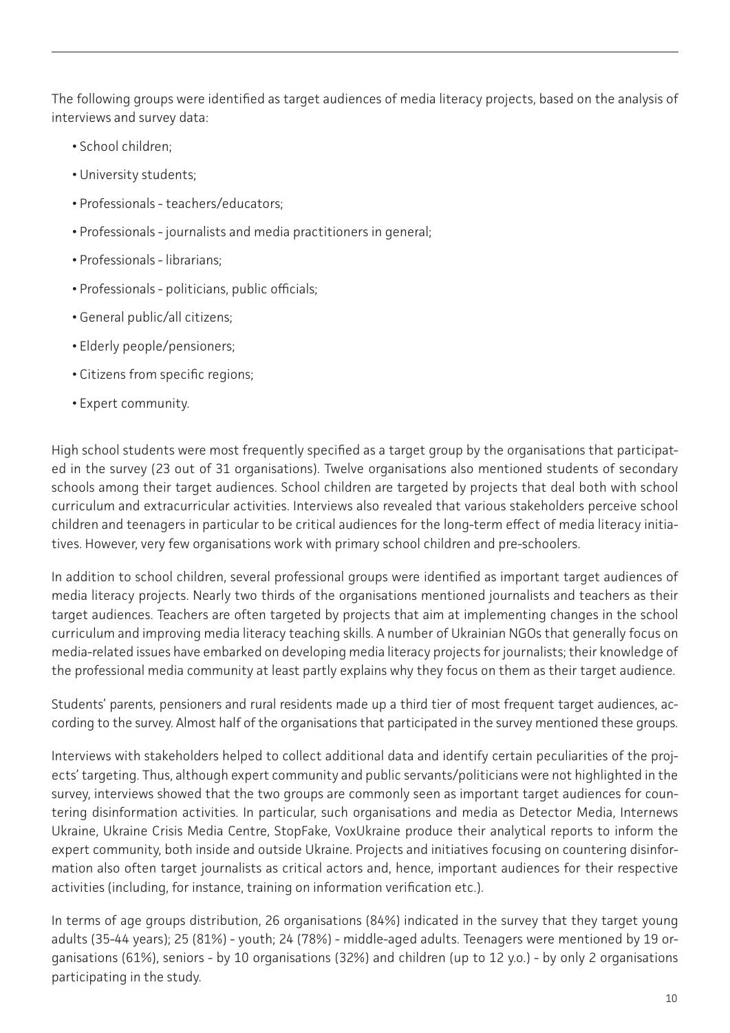The following groups were identified as target audiences of media literacy projects, based on the analysis of interviews and survey data:

- School children;
- University students;
- Professionals - teachers/educators;
- Professionals - journalists and media practitioners in general;
- Professionals - librarians;
- Professionals - politicians, public officials;
- General public/all citizens;
- Elderly people/pensioners;
- Citizens from specific regions;
- Expert community.

High school students were most frequently specified as a target group by the organisations that participated in the survey (23 out of 31 organisations). Twelve organisations also mentioned students of secondary schools among their target audiences. School children are targeted by projects that deal both with school curriculum and extracurricular activities. Interviews also revealed that various stakeholders perceive school children and teenagers in particular to be critical audiences for the long-term effect of media literacy initiatives. However, very few organisations work with primary school children and pre-schoolers.

In addition to school children, several professional groups were identified as important target audiences of media literacy projects. Nearly two thirds of the organisations mentioned journalists and teachers as their target audiences. Teachers are often targeted by projects that aim at implementing changes in the school curriculum and improving media literacy teaching skills. A number of Ukrainian NGOs that generally focus on media-related issues have embarked on developing media literacy projects for journalists; their knowledge of the professional media community at least partly explains why they focus on them as their target audience.

Students' parents, pensioners and rural residents made up a third tier of most frequent target audiences, according to the survey. Almost half of the organisations that participated in the survey mentioned these groups.

Interviews with stakeholders helped to collect additional data and identify certain peculiarities of the projects' targeting. Thus, although expert community and public servants/politicians were not highlighted in the survey, interviews showed that the two groups are commonly seen as important target audiences for countering disinformation activities. In particular, such organisations and media as Detector Media, Internews Ukraine, Ukraine Crisis Media Centre, StopFake, VoxUkraine produce their analytical reports to inform the expert community, both inside and outside Ukraine. Projects and initiatives focusing on countering disinformation also often target journalists as critical actors and, hence, important audiences for their respective activities (including, for instance, training on information verification etc.).

In terms of age groups distribution, 26 organisations (84%) indicated in the survey that they target young adults (35-44 years); 25 (81%) - youth; 24 (78%) - middle-aged adults. Teenagers were mentioned by 19 organisations (61%), seniors - by 10 organisations (32%) and children (up to 12 y.o.) - by only 2 organisations participating in the study.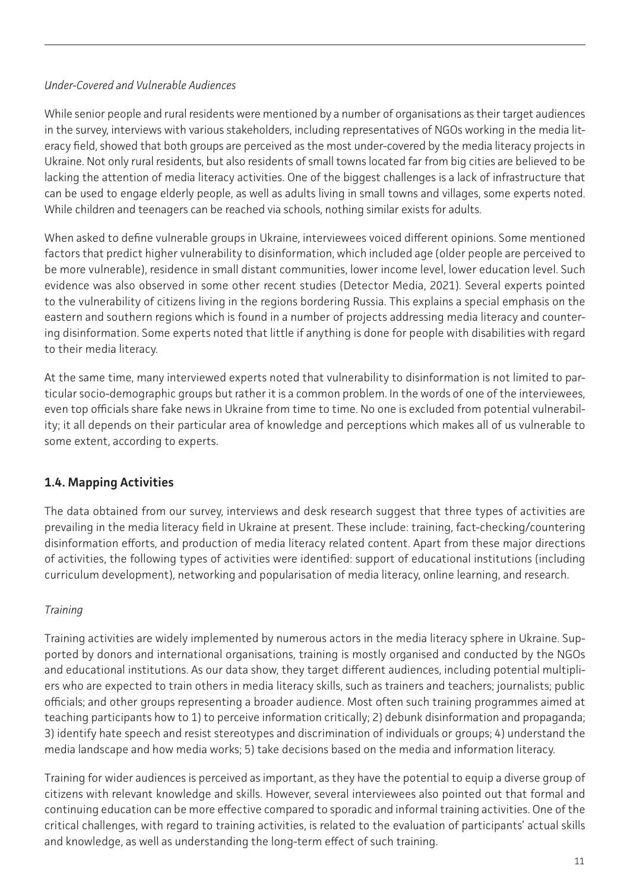*Under-Covered and Vulnerable Audiences*

While senior people and rural residents were mentioned by a number of organisations as their target audiences in the survey, interviews with various stakeholders, including representatives of NGOs working in the media literacy field, showed that both groups are perceived as the most under-covered by the media literacy projects in Ukraine. Not only rural residents, but also residents of small towns located far from big cities are believed to be lacking the attention of media literacy activities. One of the biggest challenges is a lack of infrastructure that can be used to engage elderly people, as well as adults living in small towns and villages, some experts noted. While children and teenagers can be reached via schools, nothing similar exists for adults.

When asked to define vulnerable groups in Ukraine, interviewees voiced different opinions. Some mentioned factors that predict higher vulnerability to disinformation, which included age (older people are perceived to be more vulnerable), residence in small distant communities, lower income level, lower education level. Such evidence was also observed in some other recent studies (Detector Media, 2021). Several experts pointed to the vulnerability of citizens living in the regions bordering Russia. This explains a special emphasis on the eastern and southern regions which is found in a number of projects addressing media literacy and countering disinformation. Some experts noted that little if anything is done for people with disabilities with regard to their media literacy.

At the same time, many interviewed experts noted that vulnerability to disinformation is not limited to particular socio-demographic groups but rather it is a common problem. In the words of one of the interviewees, even top officials share fake news in Ukraine from time to time. No one is excluded from potential vulnerability; it all depends on their particular area of knowledge and perceptions which makes all of us vulnerable to some extent, according to experts.

## 1.4. Mapping Activities

The data obtained from our survey, interviews and desk research suggest that three types of activities are prevailing in the media literacy field in Ukraine at present. These include: training, fact-checking/countering disinformation efforts, and production of media literacy related content. Apart from these major directions of activities, the following types of activities were identified: support of educational institutions (including curriculum development), networking and popularisation of media literacy, online learning, and research.

*Training*

Training activities are widely implemented by numerous actors in the media literacy sphere in Ukraine. Supported by donors and international organisations, training is mostly organised and conducted by the NGOs and educational institutions. As our data show, they target different audiences, including potential multipliers who are expected to train others in media literacy skills, such as trainers and teachers; journalists; public officials; and other groups representing a broader audience. Most often such training programmes aimed at teaching participants how to 1) to perceive information critically; 2) debunk disinformation and propaganda; 3) identify hate speech and resist stereotypes and discrimination of individuals or groups; 4) understand the media landscape and how media works; 5) take decisions based on the media and information literacy.

Training for wider audiences is perceived as important, as they have the potential to equip a diverse group of citizens with relevant knowledge and skills. However, several interviewees also pointed out that formal and continuing education can be more effective compared to sporadic and informal training activities. One of the critical challenges, with regard to training activities, is related to the evaluation of participants' actual skills and knowledge, as well as understanding the long-term effect of such training.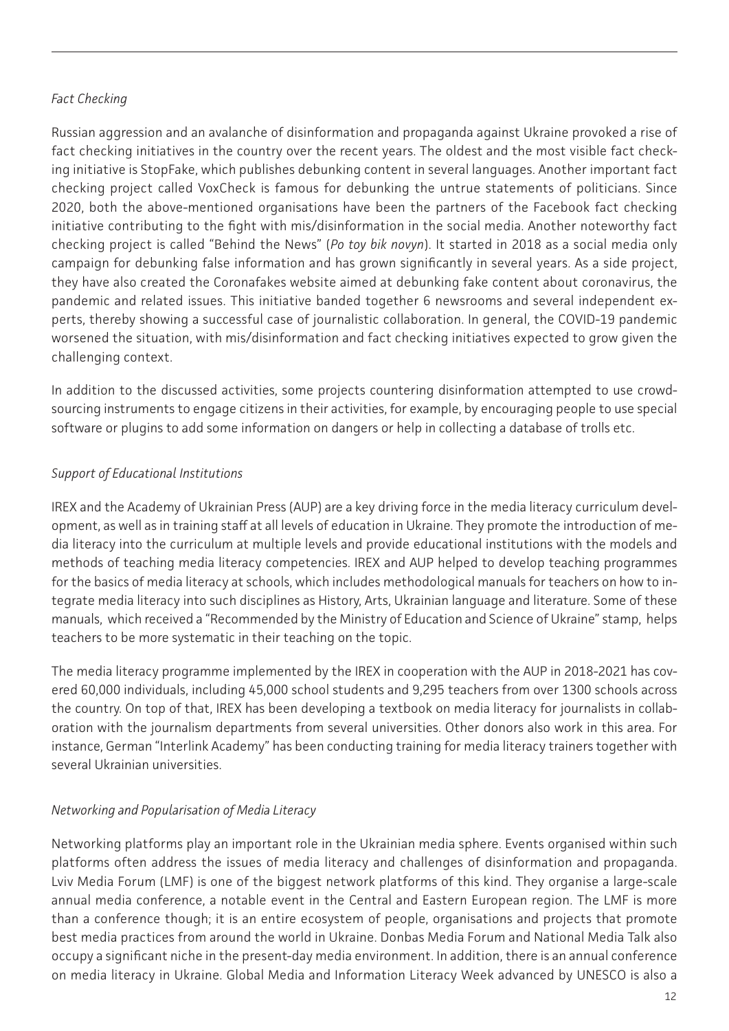*Fact Checking*

Russian aggression and an avalanche of disinformation and propaganda against Ukraine provoked a rise of fact checking initiatives in the country over the recent years. The oldest and the most visible fact checking initiative is StopFake, which publishes debunking content in several languages. Another important fact checking project called VoxCheck is famous for debunking the untrue statements of politicians. Since 2020, both the above-mentioned organisations have been the partners of the Facebook fact checking initiative contributing to the fight with mis/disinformation in the social media. Another noteworthy fact checking project is called "Behind the News" (*Po toy bik novyn*). It started in 2018 as a social media only campaign for debunking false information and has grown significantly in several years. As a side project, they have also created the Coronafakes website aimed at debunking fake content about coronavirus, the pandemic and related issues. This initiative banded together 6 newsrooms and several independent experts, thereby showing a successful case of journalistic collaboration. In general, the COVID-19 pandemic worsened the situation, with mis/disinformation and fact checking initiatives expected to grow given the challenging context.

In addition to the discussed activities, some projects countering disinformation attempted to use crowdsourcing instruments to engage citizens in their activities, for example, by encouraging people to use special software or plugins to add some information on dangers or help in collecting a database of trolls etc.

*Support of Educational Institutions*

IREX and the Academy of Ukrainian Press (AUP) are a key driving force in the media literacy curriculum development, as well as in training staff at all levels of education in Ukraine. They promote the introduction of media literacy into the curriculum at multiple levels and provide educational institutions with the models and methods of teaching media literacy competencies. IREX and AUP helped to develop teaching programmes for the basics of media literacy at schools, which includes methodological manuals for teachers on how to integrate media literacy into such disciplines as History, Arts, Ukrainian language and literature. Some of these manuals, which received a "Recommended by the Ministry of Education and Science of Ukraine" stamp, helps teachers to be more systematic in their teaching on the topic.

The media literacy programme implemented by the IREX in cooperation with the AUP in 2018-2021 has covered 60,000 individuals, including 45,000 school students and 9,295 teachers from over 1300 schools across the country. On top of that, IREX has been developing a textbook on media literacy for journalists in collaboration with the journalism departments from several universities. Other donors also work in this area. For instance, German "Interlink Academy" has been conducting training for media literacy trainers together with several Ukrainian universities.

*Networking and Popularisation of Media Literacy*

Networking platforms play an important role in the Ukrainian media sphere. Events organised within such platforms often address the issues of media literacy and challenges of disinformation and propaganda. Lviv Media Forum (LMF) is one of the biggest network platforms of this kind. They organise a large-scale annual media conference, a notable event in the Central and Eastern European region. The LMF is more than a conference though; it is an entire ecosystem of people, organisations and projects that promote best media practices from around the world in Ukraine. Donbas Media Forum and National Media Talk also occupy a significant niche in the present-day media environment. In addition, there is an annual conference on media literacy in Ukraine. Global Media and Information Literacy Week advanced by UNESCO is also a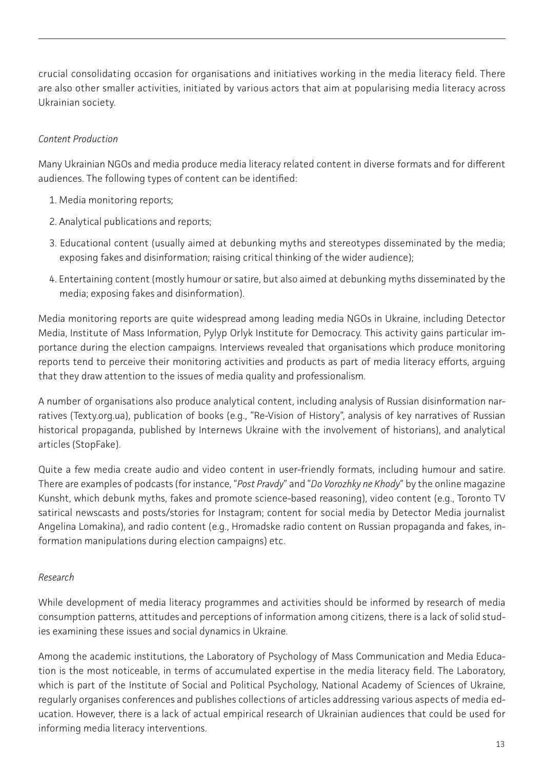crucial consolidating occasion for organisations and initiatives working in the media literacy field. There are also other smaller activities, initiated by various actors that aim at popularising media literacy across Ukrainian society.

*Content Production*

Many Ukrainian NGOs and media produce media literacy related content in diverse formats and for different audiences. The following types of content can be identified:

1. Media monitoring reports;
2. Analytical publications and reports;
3. Educational content (usually aimed at debunking myths and stereotypes disseminated by the media; exposing fakes and disinformation; raising critical thinking of the wider audience);
4. Entertaining content (mostly humour or satire, but also aimed at debunking myths disseminated by the media; exposing fakes and disinformation).

Media monitoring reports are quite widespread among leading media NGOs in Ukraine, including Detector Media, Institute of Mass Information, Pylyp Orlyk Institute for Democracy. This activity gains particular importance during the election campaigns. Interviews revealed that organisations which produce monitoring reports tend to perceive their monitoring activities and products as part of media literacy efforts, arguing that they draw attention to the issues of media quality and professionalism.

A number of organisations also produce analytical content, including analysis of Russian disinformation narratives (Texty.org.ua), publication of books (e.g., "Re-Vision of History", analysis of key narratives of Russian historical propaganda, published by Internews Ukraine with the involvement of historians), and analytical articles (StopFake).

Quite a few media create audio and video content in user-friendly formats, including humour and satire. There are examples of podcasts (for instance, "*Post Pravdy*" and "*Do Vorozhky ne Khody*" by the online magazine Kunsht, which debunk myths, fakes and promote science-based reasoning), video content (e.g., Toronto TV satirical newscasts and posts/stories for Instagram; content for social media by Detector Media journalist Angelina Lomakina), and radio content (e.g., Hromadske radio content on Russian propaganda and fakes, information manipulations during election campaigns) etc.

*Research*

While development of media literacy programmes and activities should be informed by research of media consumption patterns, attitudes and perceptions of information among citizens, there is a lack of solid studies examining these issues and social dynamics in Ukraine.

Among the academic institutions, the Laboratory of Psychology of Mass Communication and Media Education is the most noticeable, in terms of accumulated expertise in the media literacy field. The Laboratory, which is part of the Institute of Social and Political Psychology, National Academy of Sciences of Ukraine, regularly organises conferences and publishes collections of articles addressing various aspects of media education. However, there is a lack of actual empirical research of Ukrainian audiences that could be used for informing media literacy interventions.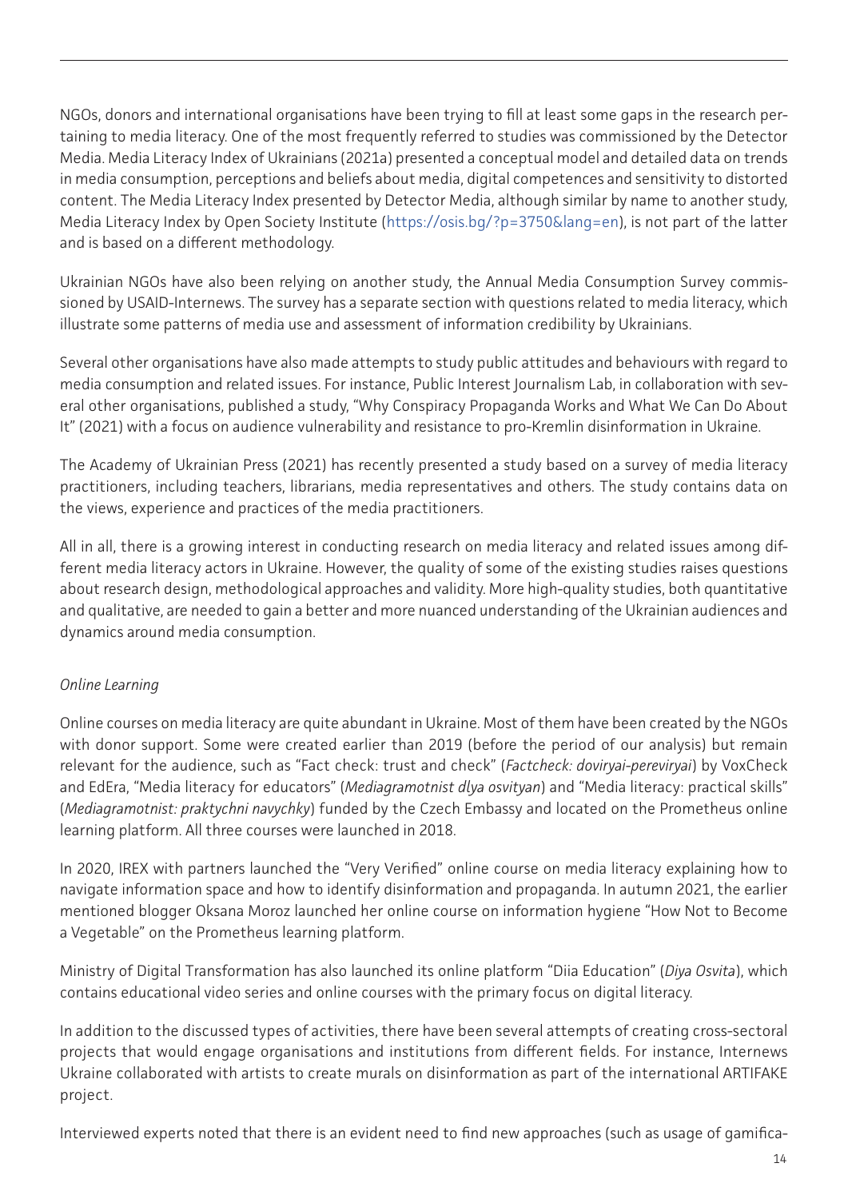NGOs, donors and international organisations have been trying to fill at least some gaps in the research pertaining to media literacy. One of the most frequently referred to studies was commissioned by the Detector Media. Media Literacy Index of Ukrainians (2021a) presented a conceptual model and detailed data on trends in media consumption, perceptions and beliefs about media, digital competences and sensitivity to distorted content. The Media Literacy Index presented by Detector Media, although similar by name to another study, Media Literacy Index by Open Society Institute (https://osis.bg/?p=3750&lang=en), is not part of the latter and is based on a different methodology.

Ukrainian NGOs have also been relying on another study, the Annual Media Consumption Survey commissioned by USAID-Internews. The survey has a separate section with questions related to media literacy, which illustrate some patterns of media use and assessment of information credibility by Ukrainians.

Several other organisations have also made attempts to study public attitudes and behaviours with regard to media consumption and related issues. For instance, Public Interest Journalism Lab, in collaboration with several other organisations, published a study, "Why Conspiracy Propaganda Works and What We Can Do About It" (2021) with a focus on audience vulnerability and resistance to pro-Kremlin disinformation in Ukraine.

The Academy of Ukrainian Press (2021) has recently presented a study based on a survey of media literacy practitioners, including teachers, librarians, media representatives and others. The study contains data on the views, experience and practices of the media practitioners.

All in all, there is a growing interest in conducting research on media literacy and related issues among different media literacy actors in Ukraine. However, the quality of some of the existing studies raises questions about research design, methodological approaches and validity. More high-quality studies, both quantitative and qualitative, are needed to gain a better and more nuanced understanding of the Ukrainian audiences and dynamics around media consumption.

*Online Learning*

Online courses on media literacy are quite abundant in Ukraine. Most of them have been created by the NGOs with donor support. Some were created earlier than 2019 (before the period of our analysis) but remain relevant for the audience, such as "Fact check: trust and check" (*Factcheck: doviryai-pereviryai*) by VoxCheck and EdEra, "Media literacy for educators" (*Mediagramotnist dlya osvityan*) and "Media literacy: practical skills" (*Mediagramotnist: praktychni navychky*) funded by the Czech Embassy and located on the Prometheus online learning platform. All three courses were launched in 2018.

In 2020, IREX with partners launched the "Very Verified" online course on media literacy explaining how to navigate information space and how to identify disinformation and propaganda. In autumn 2021, the earlier mentioned blogger Oksana Moroz launched her online course on information hygiene "How Not to Become a Vegetable" on the Prometheus learning platform.

Ministry of Digital Transformation has also launched its online platform "Diia Education" (*Diya Osvita*), which contains educational video series and online courses with the primary focus on digital literacy.

In addition to the discussed types of activities, there have been several attempts of creating cross-sectoral projects that would engage organisations and institutions from different fields. For instance, Internews Ukraine collaborated with artists to create murals on disinformation as part of the international ARTIFAKE project.

Interviewed experts noted that there is an evident need to find new approaches (such as usage of gamifica-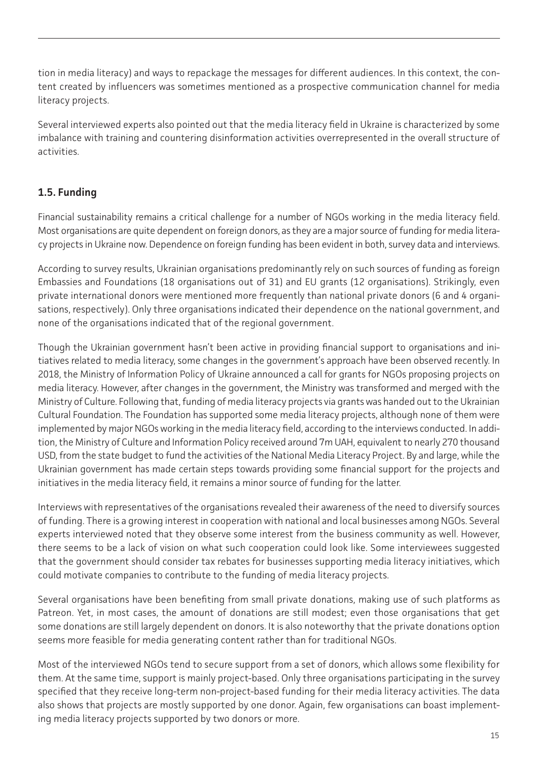tion in media literacy) and ways to repackage the messages for different audiences. In this context, the content created by influencers was sometimes mentioned as a prospective communication channel for media literacy projects.

Several interviewed experts also pointed out that the media literacy field in Ukraine is characterized by some imbalance with training and countering disinformation activities overrepresented in the overall structure of activities.

### 1.5. Funding

Financial sustainability remains a critical challenge for a number of NGOs working in the media literacy field. Most organisations are quite dependent on foreign donors, as they are a major source of funding for media literacy projects in Ukraine now. Dependence on foreign funding has been evident in both, survey data and interviews.

According to survey results, Ukrainian organisations predominantly rely on such sources of funding as foreign Embassies and Foundations (18 organisations out of 31) and EU grants (12 organisations). Strikingly, even private international donors were mentioned more frequently than national private donors (6 and 4 organisations, respectively). Only three organisations indicated their dependence on the national government, and none of the organisations indicated that of the regional government.

Though the Ukrainian government hasn't been active in providing financial support to organisations and initiatives related to media literacy, some changes in the government's approach have been observed recently. In 2018, the Ministry of Information Policy of Ukraine announced a call for grants for NGOs proposing projects on media literacy. However, after changes in the government, the Ministry was transformed and merged with the Ministry of Culture. Following that, funding of media literacy projects via grants was handed out to the Ukrainian Cultural Foundation. The Foundation has supported some media literacy projects, although none of them were implemented by major NGOs working in the media literacy field, according to the interviews conducted. In addition, the Ministry of Culture and Information Policy received around 7m UAH, equivalent to nearly 270 thousand USD, from the state budget to fund the activities of the National Media Literacy Project. By and large, while the Ukrainian government has made certain steps towards providing some financial support for the projects and initiatives in the media literacy field, it remains a minor source of funding for the latter.

Interviews with representatives of the organisations revealed their awareness of the need to diversify sources of funding. There is a growing interest in cooperation with national and local businesses among NGOs. Several experts interviewed noted that they observe some interest from the business community as well. However, there seems to be a lack of vision on what such cooperation could look like. Some interviewees suggested that the government should consider tax rebates for businesses supporting media literacy initiatives, which could motivate companies to contribute to the funding of media literacy projects.

Several organisations have been benefiting from small private donations, making use of such platforms as Patreon. Yet, in most cases, the amount of donations are still modest; even those organisations that get some donations are still largely dependent on donors. It is also noteworthy that the private donations option seems more feasible for media generating content rather than for traditional NGOs.

Most of the interviewed NGOs tend to secure support from a set of donors, which allows some flexibility for them. At the same time, support is mainly project-based. Only three organisations participating in the survey specified that they receive long-term non-project-based funding for their media literacy activities. The data also shows that projects are mostly supported by one donor. Again, few organisations can boast implementing media literacy projects supported by two donors or more.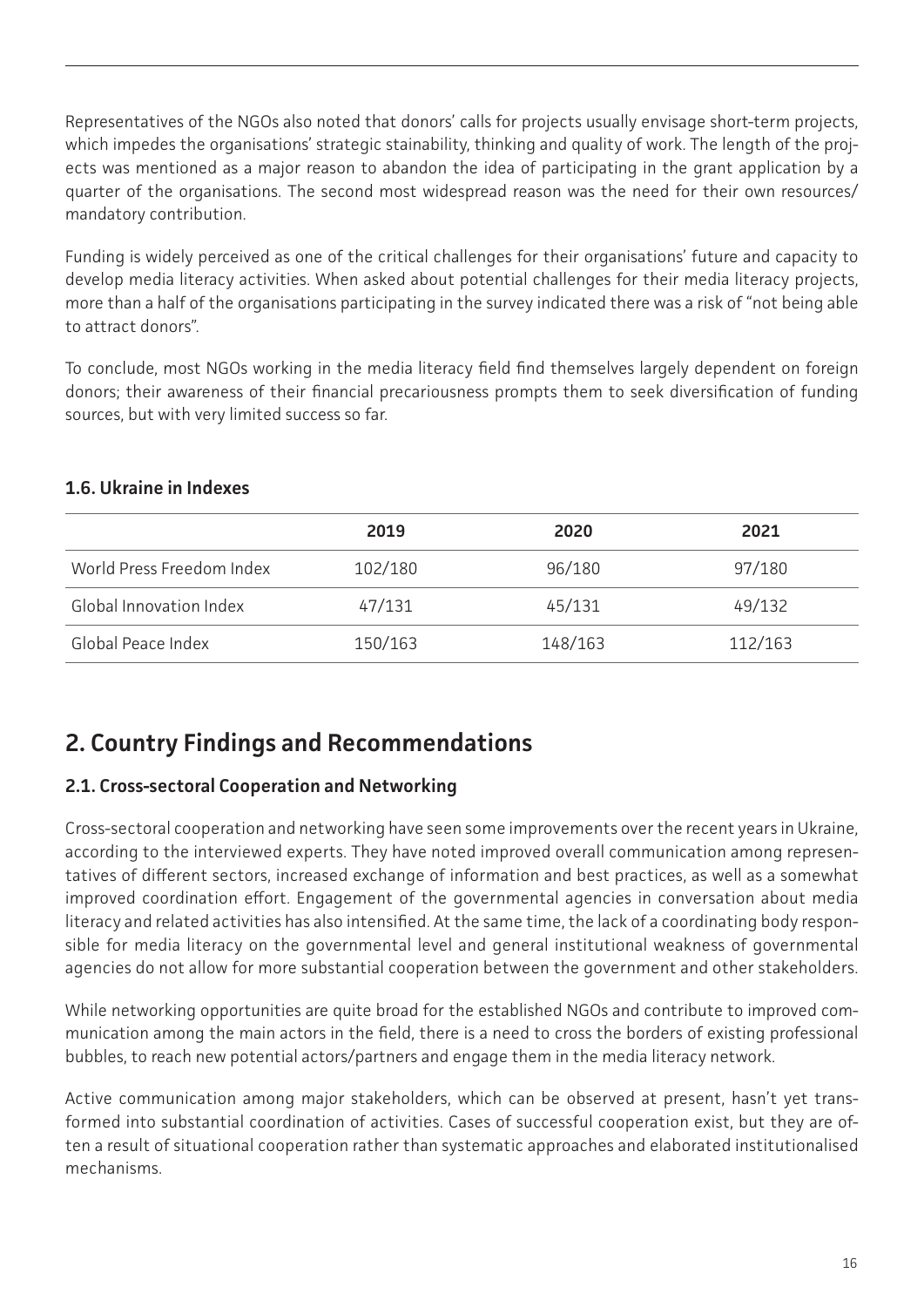Representatives of the NGOs also noted that donors' calls for projects usually envisage short-term projects, which impedes the organisations' strategic stainability, thinking and quality of work. The length of the projects was mentioned as a major reason to abandon the idea of participating in the grant application by a quarter of the organisations. The second most widespread reason was the need for their own resources/ mandatory contribution.

Funding is widely perceived as one of the critical challenges for their organisations' future and capacity to develop media literacy activities. When asked about potential challenges for their media literacy projects, more than a half of the organisations participating in the survey indicated there was a risk of "not being able to attract donors".

To conclude, most NGOs working in the media literacy field find themselves largely dependent on foreign donors; their awareness of their financial precariousness prompts them to seek diversification of funding sources, but with very limited success so far.

### 1.6. Ukraine in Indexes

| | 2019 | 2020 | 2021 |
|---|---|---|---|
| World Press Freedom Index | 102/180 | 96/180 | 97/180 |
| Global Innovation Index | 47/131 | 45/131 | 49/132 |
| Global Peace Index | 150/163 | 148/163 | 112/163 |

## 2. Country Findings and Recommendations

### 2.1. Cross-sectoral Cooperation and Networking

Cross-sectoral cooperation and networking have seen some improvements over the recent years in Ukraine, according to the interviewed experts. They have noted improved overall communication among representatives of different sectors, increased exchange of information and best practices, as well as a somewhat improved coordination effort. Engagement of the governmental agencies in conversation about media literacy and related activities has also intensified. At the same time, the lack of a coordinating body responsible for media literacy on the governmental level and general institutional weakness of governmental agencies do not allow for more substantial cooperation between the government and other stakeholders.

While networking opportunities are quite broad for the established NGOs and contribute to improved communication among the main actors in the field, there is a need to cross the borders of existing professional bubbles, to reach new potential actors/partners and engage them in the media literacy network.

Active communication among major stakeholders, which can be observed at present, hasn't yet transformed into substantial coordination of activities. Cases of successful cooperation exist, but they are often a result of situational cooperation rather than systematic approaches and elaborated institutionalised mechanisms.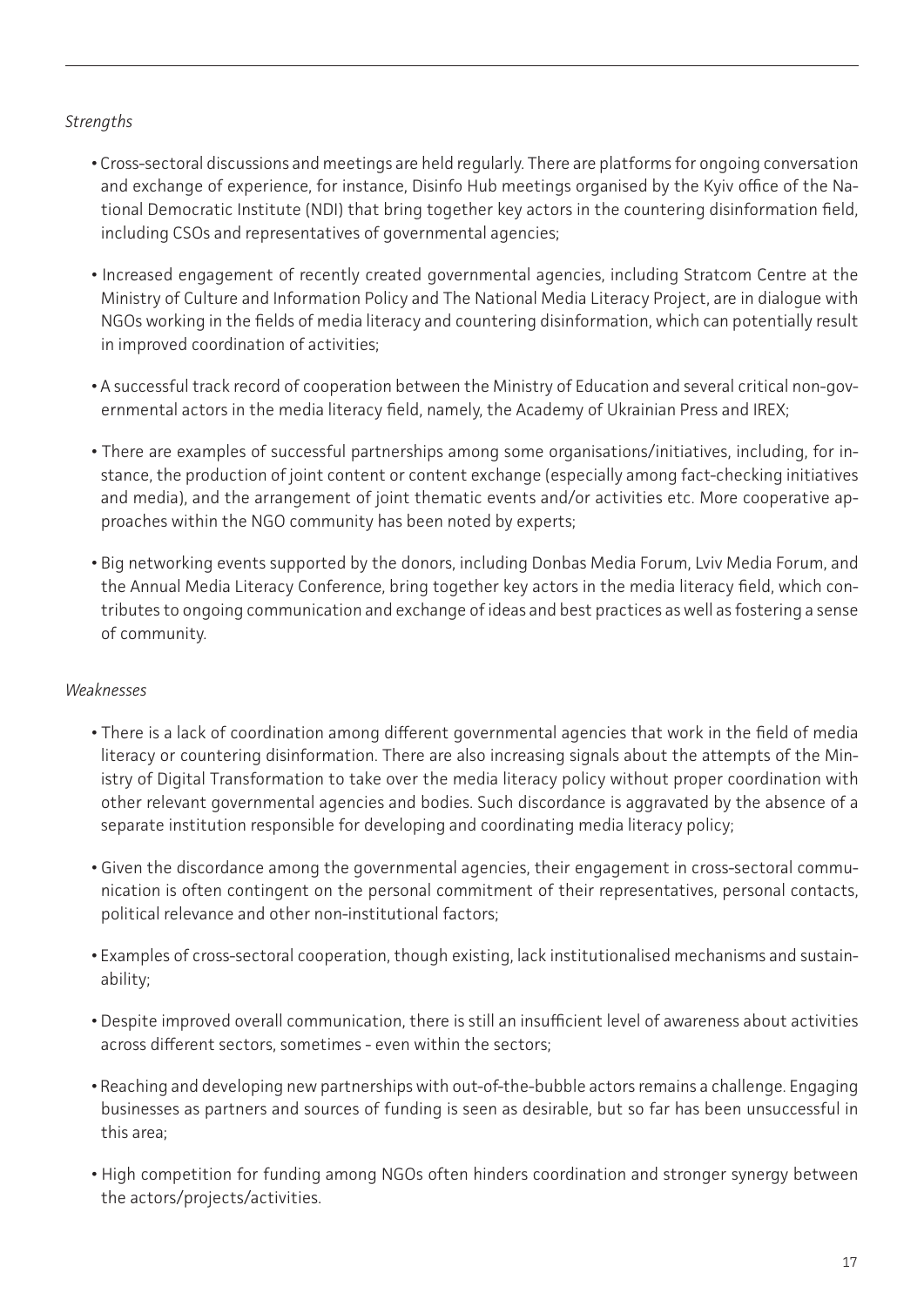*Strengths*

- Cross-sectoral discussions and meetings are held regularly. There are platforms for ongoing conversation and exchange of experience, for instance, Disinfo Hub meetings organised by the Kyiv office of the National Democratic Institute (NDI) that bring together key actors in the countering disinformation field, including CSOs and representatives of governmental agencies;

- Increased engagement of recently created governmental agencies, including Stratcom Centre at the Ministry of Culture and Information Policy and The National Media Literacy Project, are in dialogue with NGOs working in the fields of media literacy and countering disinformation, which can potentially result in improved coordination of activities;

- A successful track record of cooperation between the Ministry of Education and several critical non-governmental actors in the media literacy field, namely, the Academy of Ukrainian Press and IREX;

- There are examples of successful partnerships among some organisations/initiatives, including, for instance, the production of joint content or content exchange (especially among fact-checking initiatives and media), and the arrangement of joint thematic events and/or activities etc. More cooperative approaches within the NGO community has been noted by experts;

- Big networking events supported by the donors, including Donbas Media Forum, Lviv Media Forum, and the Annual Media Literacy Conference, bring together key actors in the media literacy field, which contributes to ongoing communication and exchange of ideas and best practices as well as fostering a sense of community.

*Weaknesses*

- There is a lack of coordination among different governmental agencies that work in the field of media literacy or countering disinformation. There are also increasing signals about the attempts of the Ministry of Digital Transformation to take over the media literacy policy without proper coordination with other relevant governmental agencies and bodies. Such discordance is aggravated by the absence of a separate institution responsible for developing and coordinating media literacy policy;

- Given the discordance among the governmental agencies, their engagement in cross-sectoral communication is often contingent on the personal commitment of their representatives, personal contacts, political relevance and other non-institutional factors;

- Examples of cross-sectoral cooperation, though existing, lack institutionalised mechanisms and sustainability;

- Despite improved overall communication, there is still an insufficient level of awareness about activities across different sectors, sometimes - even within the sectors;

- Reaching and developing new partnerships with out-of-the-bubble actors remains a challenge. Engaging businesses as partners and sources of funding is seen as desirable, but so far has been unsuccessful in this area;

- High competition for funding among NGOs often hinders coordination and stronger synergy between the actors/projects/activities.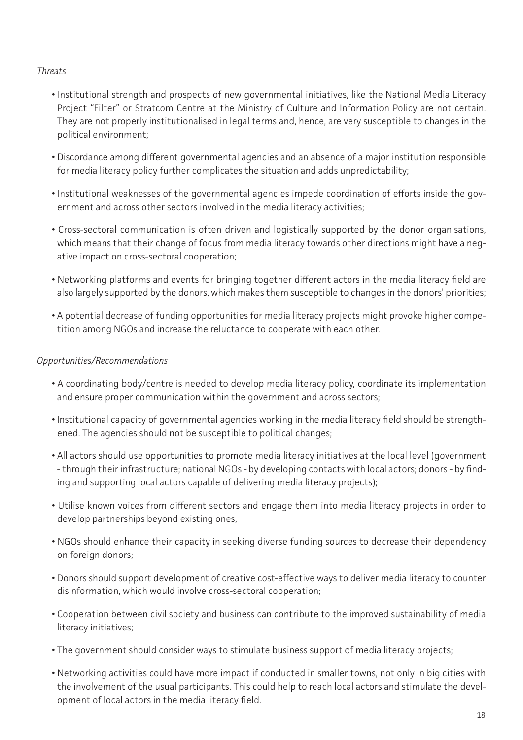*Threats*

- Institutional strength and prospects of new governmental initiatives, like the National Media Literacy Project "Filter" or Stratcom Centre at the Ministry of Culture and Information Policy are not certain. They are not properly institutionalised in legal terms and, hence, are very susceptible to changes in the political environment;
- Discordance among different governmental agencies and an absence of a major institution responsible for media literacy policy further complicates the situation and adds unpredictability;
- Institutional weaknesses of the governmental agencies impede coordination of efforts inside the government and across other sectors involved in the media literacy activities;
- Cross-sectoral communication is often driven and logistically supported by the donor organisations, which means that their change of focus from media literacy towards other directions might have a negative impact on cross-sectoral cooperation;
- Networking platforms and events for bringing together different actors in the media literacy field are also largely supported by the donors, which makes them susceptible to changes in the donors' priorities;
- A potential decrease of funding opportunities for media literacy projects might provoke higher competition among NGOs and increase the reluctance to cooperate with each other.

*Opportunities/Recommendations*

- A coordinating body/centre is needed to develop media literacy policy, coordinate its implementation and ensure proper communication within the government and across sectors;
- Institutional capacity of governmental agencies working in the media literacy field should be strengthened. The agencies should not be susceptible to political changes;
- All actors should use opportunities to promote media literacy initiatives at the local level (government - through their infrastructure; national NGOs - by developing contacts with local actors; donors - by finding and supporting local actors capable of delivering media literacy projects);
- Utilise known voices from different sectors and engage them into media literacy projects in order to develop partnerships beyond existing ones;
- NGOs should enhance their capacity in seeking diverse funding sources to decrease their dependency on foreign donors;
- Donors should support development of creative cost-effective ways to deliver media literacy to counter disinformation, which would involve cross-sectoral cooperation;
- Cooperation between civil society and business can contribute to the improved sustainability of media literacy initiatives;
- The government should consider ways to stimulate business support of media literacy projects;
- Networking activities could have more impact if conducted in smaller towns, not only in big cities with the involvement of the usual participants. This could help to reach local actors and stimulate the development of local actors in the media literacy field.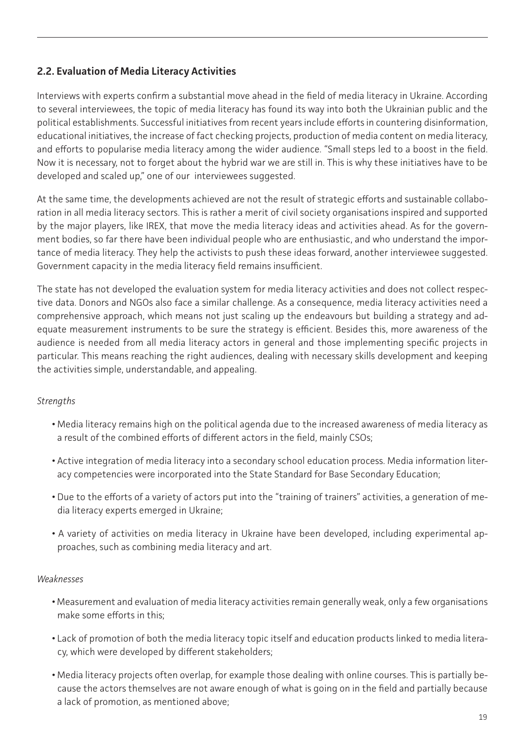## 2.2. Evaluation of Media Literacy Activities

Interviews with experts confirm a substantial move ahead in the field of media literacy in Ukraine. According to several interviewees, the topic of media literacy has found its way into both the Ukrainian public and the political establishments. Successful initiatives from recent years include efforts in countering disinformation, educational initiatives, the increase of fact checking projects, production of media content on media literacy, and efforts to popularise media literacy among the wider audience. "Small steps led to a boost in the field. Now it is necessary, not to forget about the hybrid war we are still in. This is why these initiatives have to be developed and scaled up," one of our interviewees suggested.

At the same time, the developments achieved are not the result of strategic efforts and sustainable collaboration in all media literacy sectors. This is rather a merit of civil society organisations inspired and supported by the major players, like IREX, that move the media literacy ideas and activities ahead. As for the government bodies, so far there have been individual people who are enthusiastic, and who understand the importance of media literacy. They help the activists to push these ideas forward, another interviewee suggested. Government capacity in the media literacy field remains insufficient.

The state has not developed the evaluation system for media literacy activities and does not collect respective data. Donors and NGOs also face a similar challenge. As a consequence, media literacy activities need a comprehensive approach, which means not just scaling up the endeavours but building a strategy and adequate measurement instruments to be sure the strategy is efficient. Besides this, more awareness of the audience is needed from all media literacy actors in general and those implementing specific projects in particular. This means reaching the right audiences, dealing with necessary skills development and keeping the activities simple, understandable, and appealing.

*Strengths*

- Media literacy remains high on the political agenda due to the increased awareness of media literacy as a result of the combined efforts of different actors in the field, mainly CSOs;
- Active integration of media literacy into a secondary school education process. Media information literacy competencies were incorporated into the State Standard for Base Secondary Education;
- Due to the efforts of a variety of actors put into the "training of trainers" activities, a generation of media literacy experts emerged in Ukraine;
- A variety of activities on media literacy in Ukraine have been developed, including experimental approaches, such as combining media literacy and art.

*Weaknesses*

- Measurement and evaluation of media literacy activities remain generally weak, only a few organisations make some efforts in this;
- Lack of promotion of both the media literacy topic itself and education products linked to media literacy, which were developed by different stakeholders;
- Media literacy projects often overlap, for example those dealing with online courses. This is partially because the actors themselves are not aware enough of what is going on in the field and partially because a lack of promotion, as mentioned above;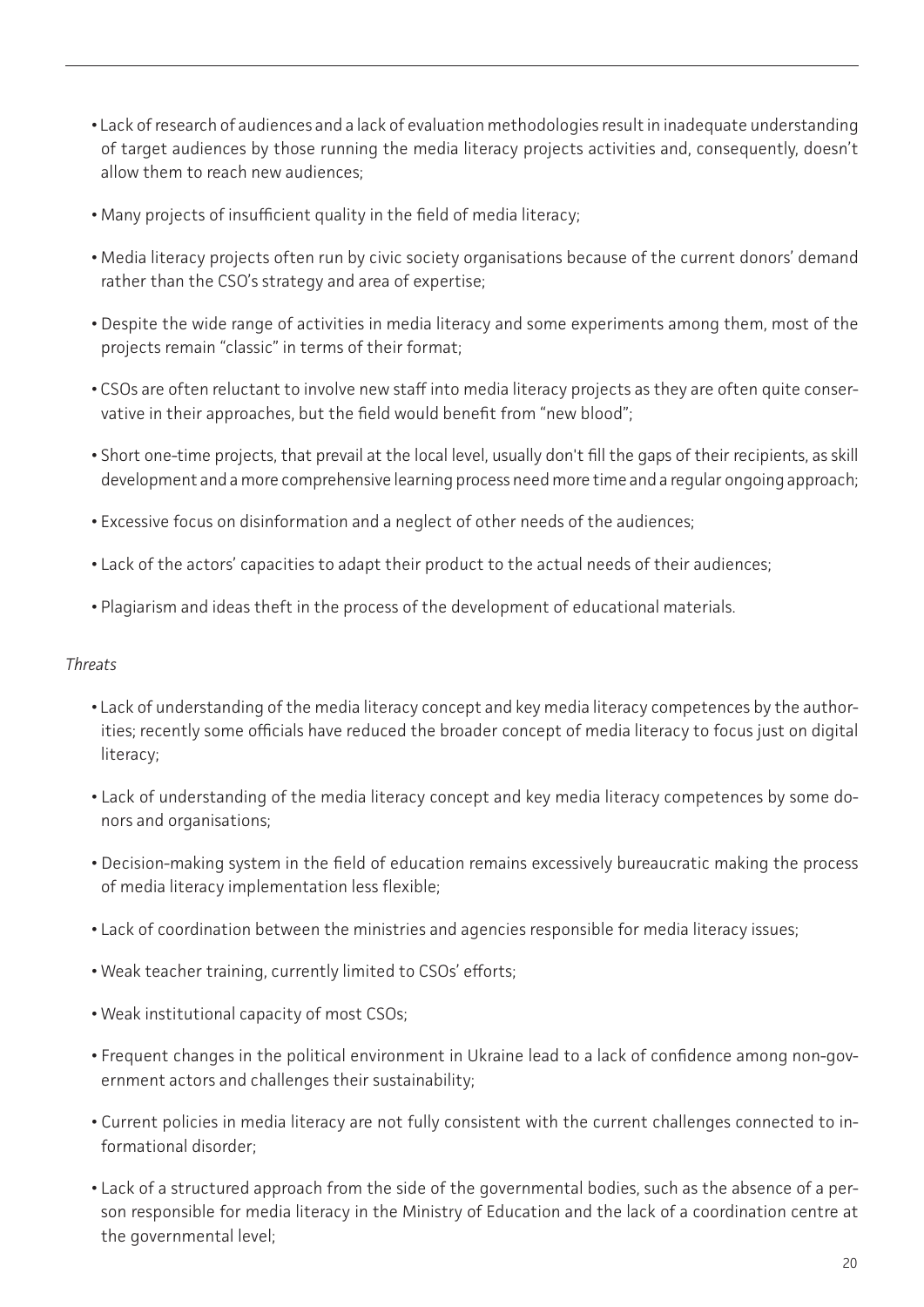- Lack of research of audiences and a lack of evaluation methodologies result in inadequate understanding of target audiences by those running the media literacy projects activities and, consequently, doesn't allow them to reach new audiences;
- Many projects of insufficient quality in the field of media literacy;
- Media literacy projects often run by civic society organisations because of the current donors' demand rather than the CSO's strategy and area of expertise;
- Despite the wide range of activities in media literacy and some experiments among them, most of the projects remain "classic" in terms of their format;
- CSOs are often reluctant to involve new staff into media literacy projects as they are often quite conservative in their approaches, but the field would benefit from "new blood";
- Short one-time projects, that prevail at the local level, usually don't fill the gaps of their recipients, as skill development and a more comprehensive learning process need more time and a regular ongoing approach;
- Excessive focus on disinformation and a neglect of other needs of the audiences;
- Lack of the actors' capacities to adapt their product to the actual needs of their audiences;
- Plagiarism and ideas theft in the process of the development of educational materials.

*Threats*

- Lack of understanding of the media literacy concept and key media literacy competences by the authorities; recently some officials have reduced the broader concept of media literacy to focus just on digital literacy;
- Lack of understanding of the media literacy concept and key media literacy competences by some donors and organisations;
- Decision-making system in the field of education remains excessively bureaucratic making the process of media literacy implementation less flexible;
- Lack of coordination between the ministries and agencies responsible for media literacy issues;
- Weak teacher training, currently limited to CSOs' efforts;
- Weak institutional capacity of most CSOs;
- Frequent changes in the political environment in Ukraine lead to a lack of confidence among non-government actors and challenges their sustainability;
- Current policies in media literacy are not fully consistent with the current challenges connected to informational disorder;
- Lack of a structured approach from the side of the governmental bodies, such as the absence of a person responsible for media literacy in the Ministry of Education and the lack of a coordination centre at the governmental level;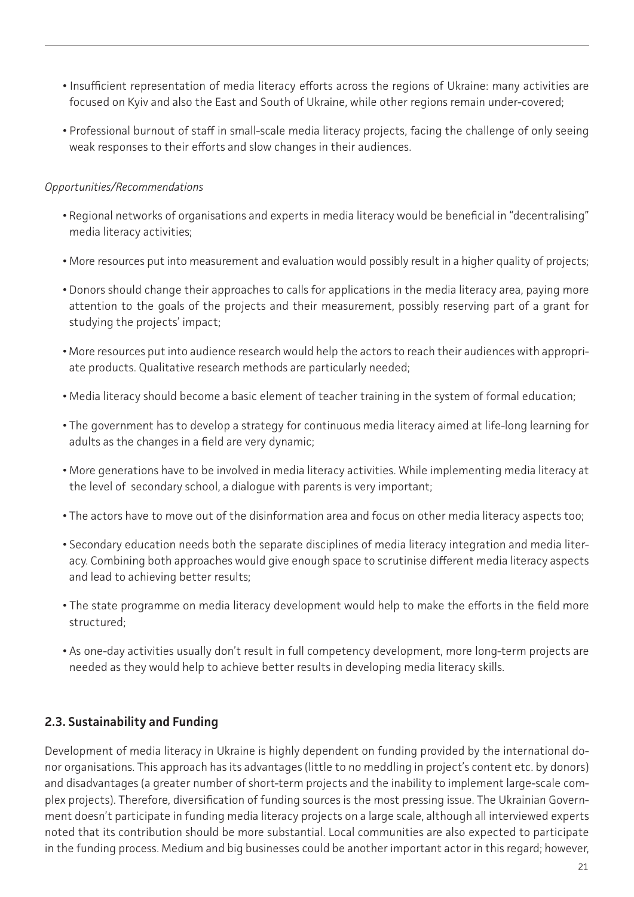- Insufficient representation of media literacy efforts across the regions of Ukraine: many activities are focused on Kyiv and also the East and South of Ukraine, while other regions remain under-covered;
- Professional burnout of staff in small-scale media literacy projects, facing the challenge of only seeing weak responses to their efforts and slow changes in their audiences.

*Opportunities/Recommendations*

- Regional networks of organisations and experts in media literacy would be beneficial in "decentralising" media literacy activities;
- More resources put into measurement and evaluation would possibly result in a higher quality of projects;
- Donors should change their approaches to calls for applications in the media literacy area, paying more attention to the goals of the projects and their measurement, possibly reserving part of a grant for studying the projects' impact;
- More resources put into audience research would help the actors to reach their audiences with appropriate products. Qualitative research methods are particularly needed;
- Media literacy should become a basic element of teacher training in the system of formal education;
- The government has to develop a strategy for continuous media literacy aimed at life-long learning for adults as the changes in a field are very dynamic;
- More generations have to be involved in media literacy activities. While implementing media literacy at the level of secondary school, a dialogue with parents is very important;
- The actors have to move out of the disinformation area and focus on other media literacy aspects too;
- Secondary education needs both the separate disciplines of media literacy integration and media literacy. Combining both approaches would give enough space to scrutinise different media literacy aspects and lead to achieving better results;
- The state programme on media literacy development would help to make the efforts in the field more structured;
- As one-day activities usually don't result in full competency development, more long-term projects are needed as they would help to achieve better results in developing media literacy skills.

## 2.3. Sustainability and Funding

Development of media literacy in Ukraine is highly dependent on funding provided by the international donor organisations. This approach has its advantages (little to no meddling in project's content etc. by donors) and disadvantages (a greater number of short-term projects and the inability to implement large-scale complex projects). Therefore, diversification of funding sources is the most pressing issue. The Ukrainian Government doesn't participate in funding media literacy projects on a large scale, although all interviewed experts noted that its contribution should be more substantial. Local communities are also expected to participate in the funding process. Medium and big businesses could be another important actor in this regard; however,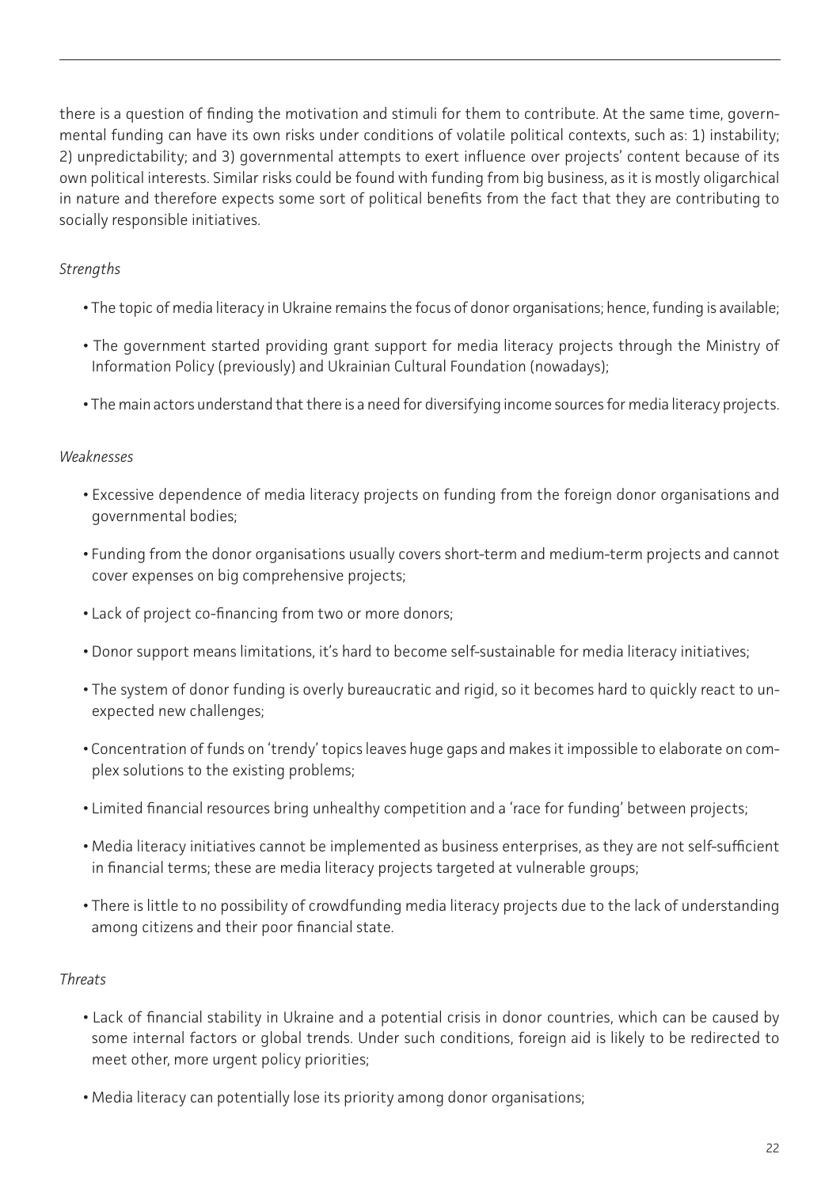there is a question of finding the motivation and stimuli for them to contribute. At the same time, governmental funding can have its own risks under conditions of volatile political contexts, such as: 1) instability; 2) unpredictability; and 3) governmental attempts to exert influence over projects' content because of its own political interests. Similar risks could be found with funding from big business, as it is mostly oligarchical in nature and therefore expects some sort of political benefits from the fact that they are contributing to socially responsible initiatives.

*Strengths*

- The topic of media literacy in Ukraine remains the focus of donor organisations; hence, funding is available;
- The government started providing grant support for media literacy projects through the Ministry of Information Policy (previously) and Ukrainian Cultural Foundation (nowadays);
- The main actors understand that there is a need for diversifying income sources for media literacy projects.

*Weaknesses*

- Excessive dependence of media literacy projects on funding from the foreign donor organisations and governmental bodies;
- Funding from the donor organisations usually covers short-term and medium-term projects and cannot cover expenses on big comprehensive projects;
- Lack of project co-financing from two or more donors;
- Donor support means limitations, it's hard to become self-sustainable for media literacy initiatives;
- The system of donor funding is overly bureaucratic and rigid, so it becomes hard to quickly react to unexpected new challenges;
- Concentration of funds on 'trendy' topics leaves huge gaps and makes it impossible to elaborate on complex solutions to the existing problems;
- Limited financial resources bring unhealthy competition and a 'race for funding' between projects;
- Media literacy initiatives cannot be implemented as business enterprises, as they are not self-sufficient in financial terms; these are media literacy projects targeted at vulnerable groups;
- There is little to no possibility of crowdfunding media literacy projects due to the lack of understanding among citizens and their poor financial state.

*Threats*

- Lack of financial stability in Ukraine and a potential crisis in donor countries, which can be caused by some internal factors or global trends. Under such conditions, foreign aid is likely to be redirected to meet other, more urgent policy priorities;
- Media literacy can potentially lose its priority among donor organisations;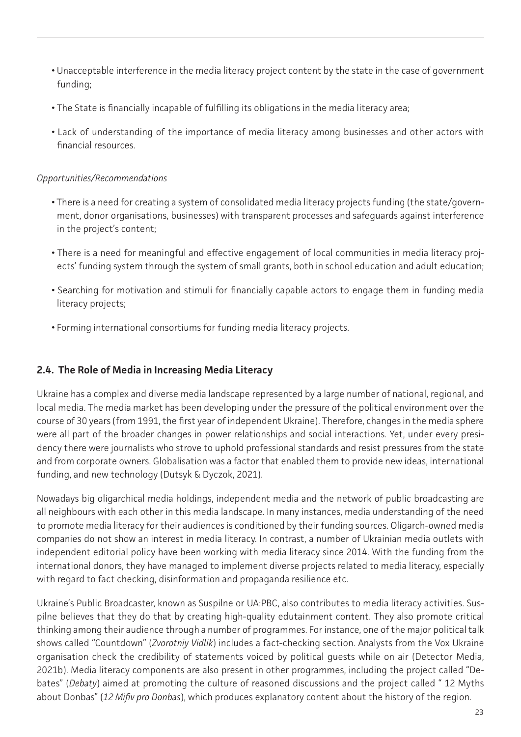- Unacceptable interference in the media literacy project content by the state in the case of government funding;
- The State is financially incapable of fulfilling its obligations in the media literacy area;
- Lack of understanding of the importance of media literacy among businesses and other actors with financial resources.

*Opportunities/Recommendations*

- There is a need for creating a system of consolidated media literacy projects funding (the state/government, donor organisations, businesses) with transparent processes and safeguards against interference in the project's content;
- There is a need for meaningful and effective engagement of local communities in media literacy projects' funding system through the system of small grants, both in school education and adult education;
- Searching for motivation and stimuli for financially capable actors to engage them in funding media literacy projects;
- Forming international consortiums for funding media literacy projects.

### 2.4. The Role of Media in Increasing Media Literacy

Ukraine has a complex and diverse media landscape represented by a large number of national, regional, and local media. The media market has been developing under the pressure of the political environment over the course of 30 years (from 1991, the first year of independent Ukraine). Therefore, changes in the media sphere were all part of the broader changes in power relationships and social interactions. Yet, under every presidency there were journalists who strove to uphold professional standards and resist pressures from the state and from corporate owners. Globalisation was a factor that enabled them to provide new ideas, international funding, and new technology (Dutsyk & Dyczok, 2021).

Nowadays big oligarchical media holdings, independent media and the network of public broadcasting are all neighbours with each other in this media landscape. In many instances, media understanding of the need to promote media literacy for their audiences is conditioned by their funding sources. Oligarch-owned media companies do not show an interest in media literacy. In contrast, a number of Ukrainian media outlets with independent editorial policy have been working with media literacy since 2014. With the funding from the international donors, they have managed to implement diverse projects related to media literacy, especially with regard to fact checking, disinformation and propaganda resilience etc.

Ukraine's Public Broadcaster, known as Suspilne or UA:PBC, also contributes to media literacy activities. Suspilne believes that they do that by creating high-quality edutainment content. They also promote critical thinking among their audience through a number of programmes. For instance, one of the major political talk shows called "Countdown" (*Zvorotniy Vidlik*) includes a fact-checking section. Analysts from the Vox Ukraine organisation check the credibility of statements voiced by political guests while on air (Detector Media, 2021b). Media literacy components are also present in other programmes, including the project called "Debates" (*Debaty*) aimed at promoting the culture of reasoned discussions and the project called " 12 Myths about Donbas" (*12 Mifiv pro Donbas*), which produces explanatory content about the history of the region.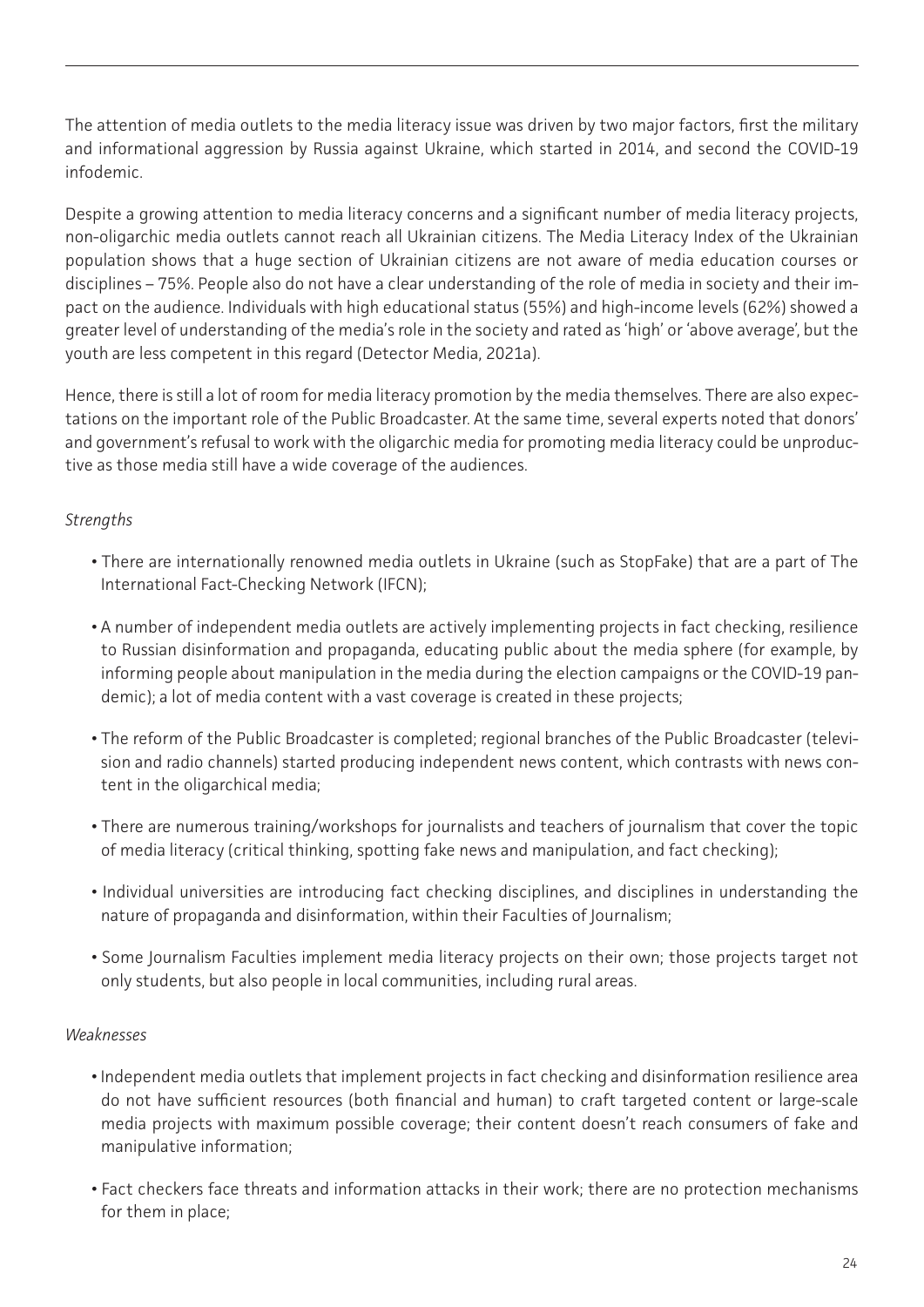The attention of media outlets to the media literacy issue was driven by two major factors, first the military and informational aggression by Russia against Ukraine, which started in 2014, and second the COVID-19 infodemic.

Despite a growing attention to media literacy concerns and a significant number of media literacy projects, non-oligarchic media outlets cannot reach all Ukrainian citizens. The Media Literacy Index of the Ukrainian population shows that a huge section of Ukrainian citizens are not aware of media education courses or disciplines – 75%. People also do not have a clear understanding of the role of media in society and their impact on the audience. Individuals with high educational status (55%) and high-income levels (62%) showed a greater level of understanding of the media's role in the society and rated as 'high' or 'above average', but the youth are less competent in this regard (Detector Media, 2021a).

Hence, there is still a lot of room for media literacy promotion by the media themselves. There are also expectations on the important role of the Public Broadcaster. At the same time, several experts noted that donors' and government's refusal to work with the oligarchic media for promoting media literacy could be unproductive as those media still have a wide coverage of the audiences.

*Strengths*

- There are internationally renowned media outlets in Ukraine (such as StopFake) that are a part of The International Fact-Checking Network (IFCN);
- A number of independent media outlets are actively implementing projects in fact checking, resilience to Russian disinformation and propaganda, educating public about the media sphere (for example, by informing people about manipulation in the media during the election campaigns or the COVID-19 pandemic); a lot of media content with a vast coverage is created in these projects;
- The reform of the Public Broadcaster is completed; regional branches of the Public Broadcaster (television and radio channels) started producing independent news content, which contrasts with news content in the oligarchical media;
- There are numerous training/workshops for journalists and teachers of journalism that cover the topic of media literacy (critical thinking, spotting fake news and manipulation, and fact checking);
- Individual universities are introducing fact checking disciplines, and disciplines in understanding the nature of propaganda and disinformation, within their Faculties of Journalism;
- Some Journalism Faculties implement media literacy projects on their own; those projects target not only students, but also people in local communities, including rural areas.

*Weaknesses*

- Independent media outlets that implement projects in fact checking and disinformation resilience area do not have sufficient resources (both financial and human) to craft targeted content or large-scale media projects with maximum possible coverage; their content doesn't reach consumers of fake and manipulative information;
- Fact checkers face threats and information attacks in their work; there are no protection mechanisms for them in place;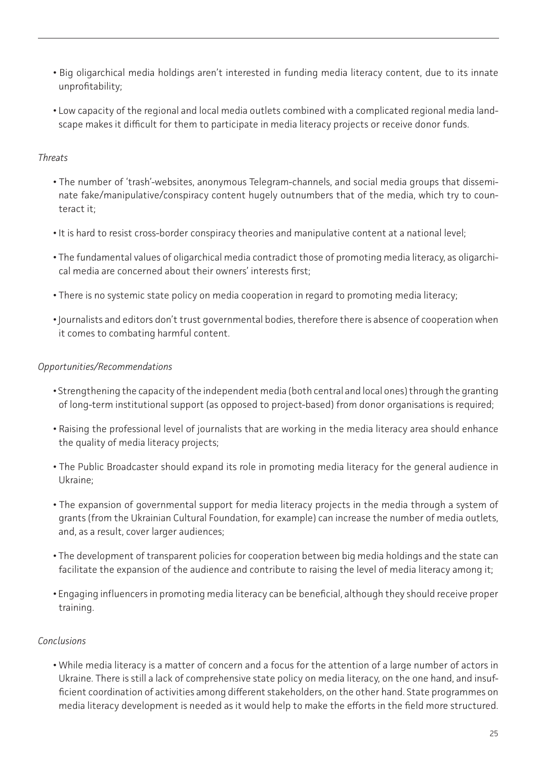- Big oligarchical media holdings aren't interested in funding media literacy content, due to its innate unprofitability;
- Low capacity of the regional and local media outlets combined with a complicated regional media landscape makes it difficult for them to participate in media literacy projects or receive donor funds.

*Threats*

- The number of 'trash'-websites, anonymous Telegram-channels, and social media groups that disseminate fake/manipulative/conspiracy content hugely outnumbers that of the media, which try to counteract it;
- It is hard to resist cross-border conspiracy theories and manipulative content at a national level;
- The fundamental values of oligarchical media contradict those of promoting media literacy, as oligarchical media are concerned about their owners' interests first;
- There is no systemic state policy on media cooperation in regard to promoting media literacy;
- Journalists and editors don't trust governmental bodies, therefore there is absence of cooperation when it comes to combating harmful content.

*Opportunities/Recommendations*

- Strengthening the capacity of the independent media (both central and local ones) through the granting of long-term institutional support (as opposed to project-based) from donor organisations is required;
- Raising the professional level of journalists that are working in the media literacy area should enhance the quality of media literacy projects;
- The Public Broadcaster should expand its role in promoting media literacy for the general audience in Ukraine;
- The expansion of governmental support for media literacy projects in the media through a system of grants (from the Ukrainian Cultural Foundation, for example) can increase the number of media outlets, and, as a result, cover larger audiences;
- The development of transparent policies for cooperation between big media holdings and the state can facilitate the expansion of the audience and contribute to raising the level of media literacy among it;
- Engaging influencers in promoting media literacy can be beneficial, although they should receive proper training.

*Conclusions*

- While media literacy is a matter of concern and a focus for the attention of a large number of actors in Ukraine. There is still a lack of comprehensive state policy on media literacy, on the one hand, and insufficient coordination of activities among different stakeholders, on the other hand. State programmes on media literacy development is needed as it would help to make the efforts in the field more structured.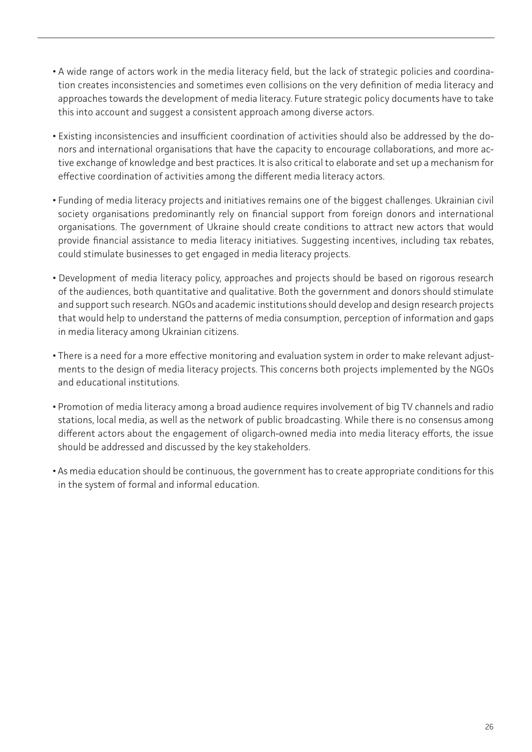- A wide range of actors work in the media literacy field, but the lack of strategic policies and coordination creates inconsistencies and sometimes even collisions on the very definition of media literacy and approaches towards the development of media literacy. Future strategic policy documents have to take this into account and suggest a consistent approach among diverse actors.

- Existing inconsistencies and insufficient coordination of activities should also be addressed by the donors and international organisations that have the capacity to encourage collaborations, and more active exchange of knowledge and best practices. It is also critical to elaborate and set up a mechanism for effective coordination of activities among the different media literacy actors.

- Funding of media literacy projects and initiatives remains one of the biggest challenges. Ukrainian civil society organisations predominantly rely on financial support from foreign donors and international organisations. The government of Ukraine should create conditions to attract new actors that would provide financial assistance to media literacy initiatives. Suggesting incentives, including tax rebates, could stimulate businesses to get engaged in media literacy projects.

- Development of media literacy policy, approaches and projects should be based on rigorous research of the audiences, both quantitative and qualitative. Both the government and donors should stimulate and support such research. NGOs and academic institutions should develop and design research projects that would help to understand the patterns of media consumption, perception of information and gaps in media literacy among Ukrainian citizens.

- There is a need for a more effective monitoring and evaluation system in order to make relevant adjustments to the design of media literacy projects. This concerns both projects implemented by the NGOs and educational institutions.

- Promotion of media literacy among a broad audience requires involvement of big TV channels and radio stations, local media, as well as the network of public broadcasting. While there is no consensus among different actors about the engagement of oligarch-owned media into media literacy efforts, the issue should be addressed and discussed by the key stakeholders.

- As media education should be continuous, the government has to create appropriate conditions for this in the system of formal and informal education.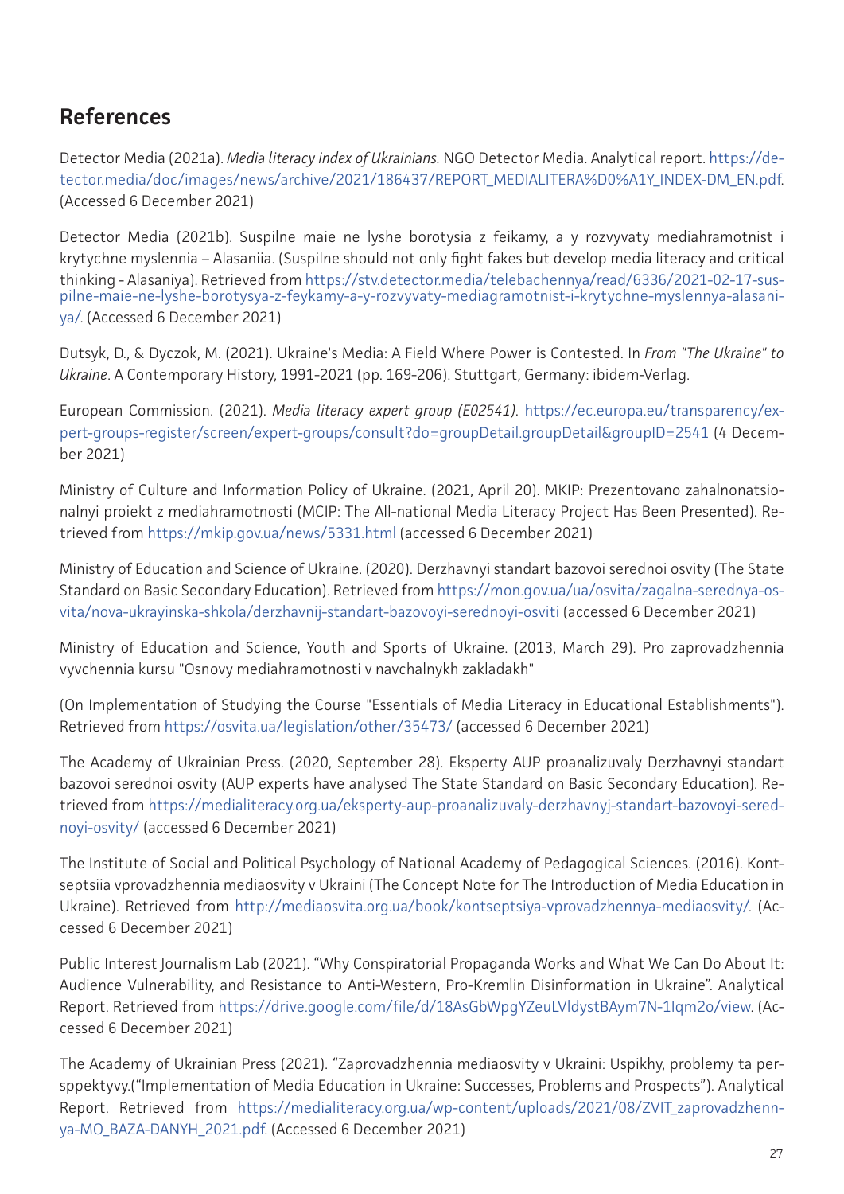## References

Detector Media (2021a). *Media literacy index of Ukrainians.* NGO Detector Media. Analytical report. https://detector.media/doc/images/news/archive/2021/186437/REPORT_MEDIALITERA%D0%A1Y_INDEX-DM_EN.pdf. (Accessed 6 December 2021)

Detector Media (2021b). Suspilne maie ne lyshe borotysia z feikamy, a y rozvyvaty mediahramotnist i krytychne myslennia – Alasaniia. (Suspilne should not only fight fakes but develop media literacy and critical thinking - Alasaniya). Retrieved from https://stv.detector.media/telebachennya/read/6336/2021-02-17-suspilne-maie-ne-lyshe-borotysya-z-feykamy-a-y-rozvyvaty-mediagramotnist-i-krytychne-myslennya-alasaniya/. (Accessed 6 December 2021)

Dutsyk, D., & Dyczok, M. (2021). Ukraine's Media: A Field Where Power is Contested. In *From "The Ukraine" to Ukraine*. A Contemporary History, 1991-2021 (pp. 169-206). Stuttgart, Germany: ibidem-Verlag.

European Commission. (2021). *Media literacy expert group (E02541)*. https://ec.europa.eu/transparency/expert-groups-register/screen/expert-groups/consult?do=groupDetail.groupDetail&groupID=2541 (4 December 2021)

Ministry of Culture and Information Policy of Ukraine. (2021, April 20). MKIP: Prezentovano zahalnonatsionalnyi proiekt z mediahramotnosti (MCIP: The All-national Media Literacy Project Has Been Presented). Retrieved from https://mkip.gov.ua/news/5331.html (accessed 6 December 2021)

Ministry of Education and Science of Ukraine. (2020). Derzhavnyi standart bazovoi serednoi osvity (The State Standard on Basic Secondary Education). Retrieved from https://mon.gov.ua/ua/osvita/zagalna-serednya-osvita/nova-ukrayinska-shkola/derzhavnij-standart-bazovoyi-serednoyi-osviti (accessed 6 December 2021)

Ministry of Education and Science, Youth and Sports of Ukraine. (2013, March 29). Pro zaprovadzhennia vyvchennia kursu "Osnovy mediahramotnosti v navchalnykh zakladakh"

(On Implementation of Studying the Course "Essentials of Media Literacy in Educational Establishments"). Retrieved from https://osvita.ua/legislation/other/35473/ (accessed 6 December 2021)

The Academy of Ukrainian Press. (2020, September 28). Eksperty AUP proanalizuvaly Derzhavnyi standart bazovoi serednoi osvity (AUP experts have analysed The State Standard on Basic Secondary Education). Retrieved from https://medialiteracy.org.ua/eksperty-aup-proanalizuvaly-derzhavnyj-standart-bazovoyi-serednoyi-osvity/ (accessed 6 December 2021)

The Institute of Social and Political Psychology of National Academy of Pedagogical Sciences. (2016). Kontseptsiia vprovadzhennia mediaosvity v Ukraini (The Concept Note for The Introduction of Media Education in Ukraine). Retrieved from http://mediaosvita.org.ua/book/kontseptsiya-vprovadzhennya-mediaosvity/. (Accessed 6 December 2021)

Public Interest Journalism Lab (2021). "Why Conspiratorial Propaganda Works and What We Can Do About It: Audience Vulnerability, and Resistance to Anti-Western, Pro-Kremlin Disinformation in Ukraine". Analytical Report. Retrieved from https://drive.google.com/file/d/18AsGbWpgYZeuLVldystBAym7N-1Iqm2o/view. (Accessed 6 December 2021)

The Academy of Ukrainian Press (2021). "Zaprovadzhennia mediaosvity v Ukraini: Uspikhy, problemy ta perspektyvy.("Implementation of Media Education in Ukraine: Successes, Problems and Prospects"). Analytical Report. Retrieved from https://medialiteracy.org.ua/wp-content/uploads/2021/08/ZVIT_zaprovadzhennya-MO_BAZA-DANYH_2021.pdf. (Accessed 6 December 2021)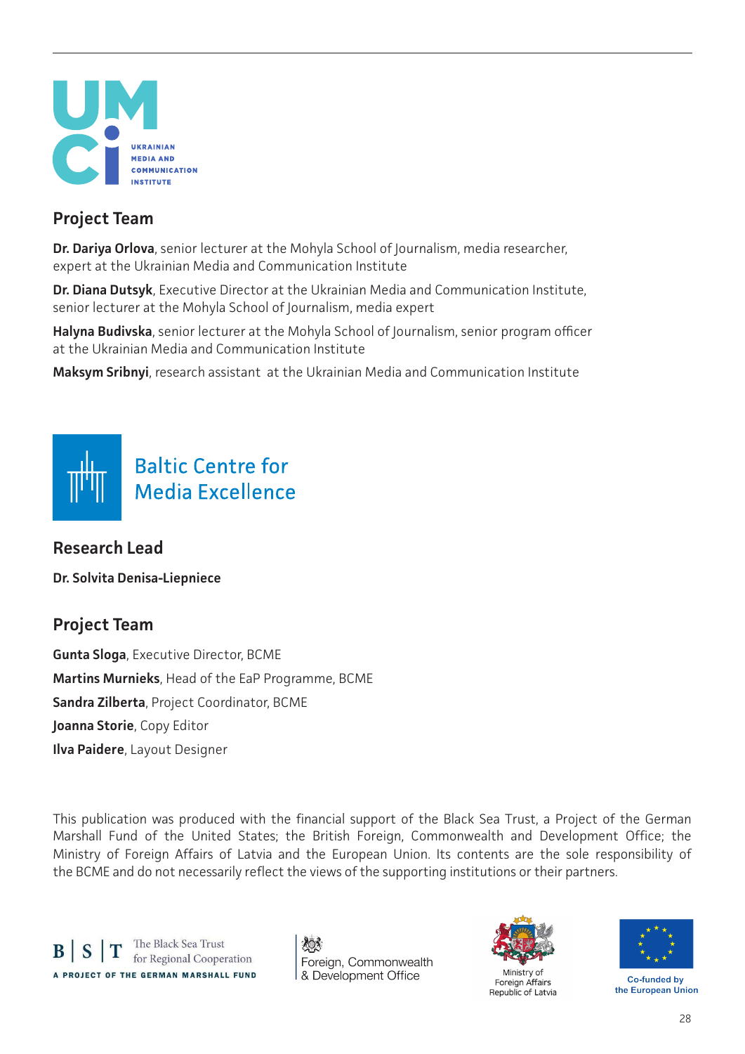UKRAINIAN MEDIA AND COMMUNICATION INSTITUTE

## Project Team

**Dr. Dariya Orlova**, senior lecturer at the Mohyla School of Journalism, media researcher, expert at the Ukrainian Media and Communication Institute

**Dr. Diana Dutsyk**, Executive Director at the Ukrainian Media and Communication Institute, senior lecturer at the Mohyla School of Journalism, media expert

**Halyna Budivska**, senior lecturer at the Mohyla School of Journalism, senior program officer at the Ukrainian Media and Communication Institute

**Maksym Sribnyi**, research assistant at the Ukrainian Media and Communication Institute

Baltic Centre for Media Excellence

## Research Lead

**Dr. Solvita Denisa-Liepniece**

## Project Team

**Gunta Sloga**, Executive Director, BCME

**Martins Murnieks**, Head of the EaP Programme, BCME

**Sandra Zilberta**, Project Coordinator, BCME

**Joanna Storie**, Copy Editor

**Ilva Paidere**, Layout Designer

This publication was produced with the financial support of the Black Sea Trust, a Project of the German Marshall Fund of the United States; the British Foreign, Commonwealth and Development Office; the Ministry of Foreign Affairs of Latvia and the European Union. Its contents are the sole responsibility of the BCME and do not necessarily reflect the views of the supporting institutions or their partners.

B | S | T The Black Sea Trust for Regional Cooperation
A PROJECT OF THE GERMAN MARSHALL FUND

Foreign, Commonwealth & Development Office

Ministry of Foreign Affairs Republic of Latvia

Co-funded by the European Union